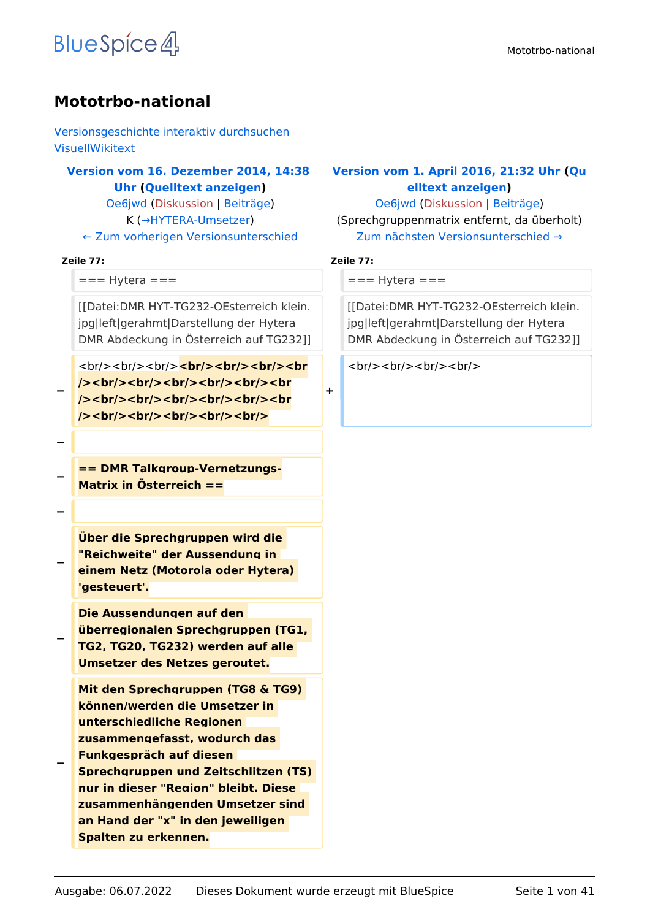# Mototrbo-national

Versionsgeschichte interaktiv durchsuchen
VisuellWikitext

| Version vom 16. Dezember 2014, 14:38 Uhr (Quelltext anzeigen) | Version vom 1. April 2016, 21:32 Uhr (Quelltext anzeigen) |
|---|---|
| Oe6jwd (Diskussion \| Beiträge) | Oe6jwd (Diskussion \| Beiträge) |
| K (→HYTERA-Umsetzer) | (Sprechgruppenmatrix entfernt, da überholt) |
| ← Zum vorherigen Versionsunterschied | Zum nächsten Versionsunterschied → |

| | Zeile 77: | | Zeile 77: |
|---|---|---|---|
| | === Hytera === | | === Hytera === |
| | [[Datei:DMR HYT-TG232-OEsterreich klein.jpg\|left\|gerahmt\|Darstellung der Hytera DMR Abdeckung in Österreich auf TG232]] | | [[Datei:DMR HYT-TG232-OEsterreich klein.jpg\|left\|gerahmt\|Darstellung der Hytera DMR Abdeckung in Österreich auf TG232]] |
| − | <br/><br/><br/>**<br/><br/><br/><br/><br/><br/><br/><br/><br/><br/><br/><br/><br/><br/><br/><br/><br/><br/><br/><br/><br/>** | + | <br/><br/><br/><br/> |
| − | | | |
| − | **== DMR Talkgroup-Vernetzungs-Matrix in Österreich ==** | | |
| − | | | |
| − | **Über die Sprechgruppen wird die "Reichweite" der Aussendung in einem Netz (Motorola oder Hytera) 'gesteuert'.** | | |
| − | **Die Aussendungen auf den überregionalen Sprechgruppen (TG1, TG2, TG20, TG232) werden auf alle Umsetzer des Netzes geroutet.** | | |
| − | **Mit den Sprechgruppen (TG8 & TG9) können/werden die Umsetzer in unterschiedliche Regionen zusammengefasst, wodurch das Funkgespräch auf diesen Sprechgruppen und Zeitschlitzen (TS) nur in dieser "Region" bleibt. Diese zusammenhängenden Umsetzer sind an Hand der "x" in den jeweiligen Spalten zu erkennen.** | | |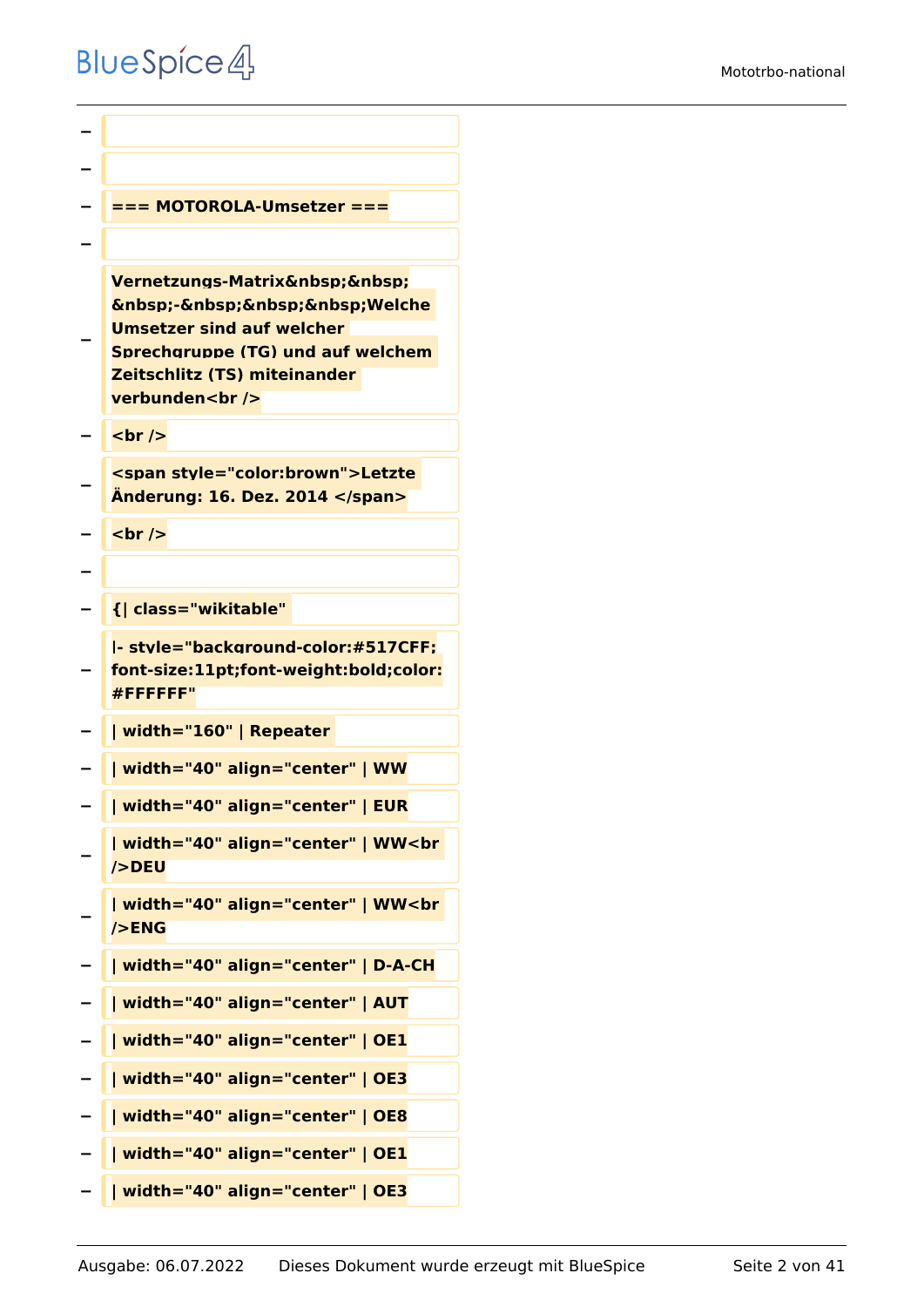−

−

− === MOTOROLA-Umsetzer ===

−

− Vernetzungs-Matrix&nbsp;&nbsp;&nbsp;-&nbsp;&nbsp;&nbsp;Welche Umsetzer sind auf welcher Sprechgruppe (TG) und auf welchem Zeitschlitz (TS) miteinander verbunden<br />

− <br />

− <span style="color:brown">Letzte Änderung: 16. Dez. 2014 </span>

− <br />

−

− {| class="wikitable"

− |- style="background-color:#517CFF;font-size:11pt;font-weight:bold;color:#FFFFFF"

− | width="160" | Repeater

− | width="40" align="center" | WW

− | width="40" align="center" | EUR

− | width="40" align="center" | WW<br />DEU

− | width="40" align="center" | WW<br />ENG

− | width="40" align="center" | D-A-CH

− | width="40" align="center" | AUT

− | width="40" align="center" | OE1

− | width="40" align="center" | OE3

− | width="40" align="center" | OE8

− | width="40" align="center" | OE1

− | width="40" align="center" | OE3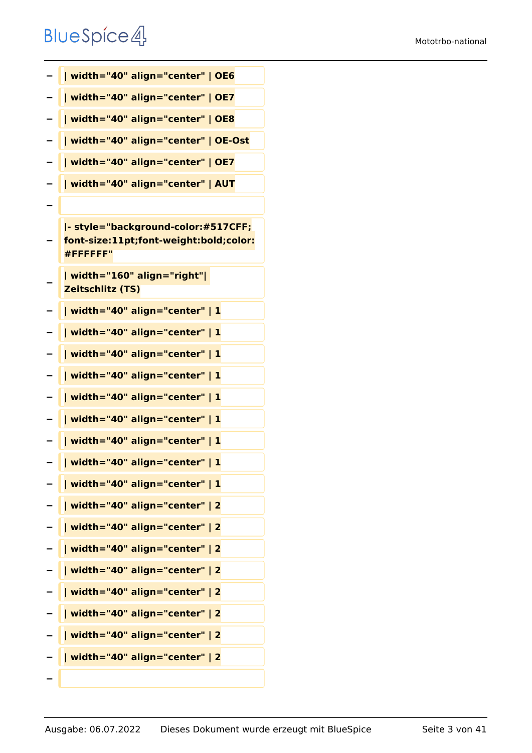− | width="40" align="center" | OE6

− | width="40" align="center" | OE7

− | width="40" align="center" | OE8

− | width="40" align="center" | OE-Ost

− | width="40" align="center" | OE7

− | width="40" align="center" | AUT

−

− |- style="background-color:#517CFF; font-size:11pt;font-weight:bold;color:#FFFFFF"

− | width="160" align="right"| Zeitschlitz (TS)

− | width="40" align="center" | 1

− | width="40" align="center" | 1

− | width="40" align="center" | 1

− | width="40" align="center" | 1

− | width="40" align="center" | 1

− | width="40" align="center" | 1

− | width="40" align="center" | 1

− | width="40" align="center" | 1

− | width="40" align="center" | 1

− | width="40" align="center" | 2

− | width="40" align="center" | 2

− | width="40" align="center" | 2

− | width="40" align="center" | 2

− | width="40" align="center" | 2

− | width="40" align="center" | 2

− | width="40" align="center" | 2

− | width="40" align="center" | 2

−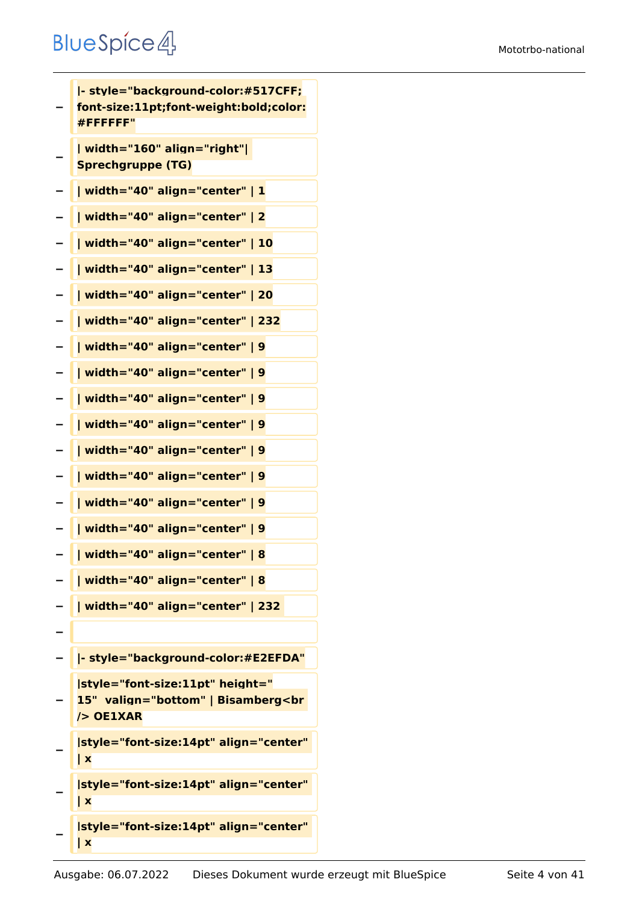− |- style="background-color:#517CFF; font-size:11pt;font-weight:bold;color:#FFFFFF"

− | width="160" align="right"| Sprechgruppe (TG)

− | width="40" align="center" | 1

− | width="40" align="center" | 2

− | width="40" align="center" | 10

− | width="40" align="center" | 13

− | width="40" align="center" | 20

− | width="40" align="center" | 232

− | width="40" align="center" | 9

− | width="40" align="center" | 9

− | width="40" align="center" | 9

− | width="40" align="center" | 9

− | width="40" align="center" | 9

− | width="40" align="center" | 9

− | width="40" align="center" | 9

− | width="40" align="center" | 9

− | width="40" align="center" | 8

− | width="40" align="center" | 8

− | width="40" align="center" | 232

−

− |- style="background-color:#E2EFDA"

− |style="font-size:11pt" height=" 15"  valign="bottom" | Bisamberg<br /> OE1XAR

− |style="font-size:14pt" align="center" | x

− |style="font-size:14pt" align="center" | x

− |style="font-size:14pt" align="center" | x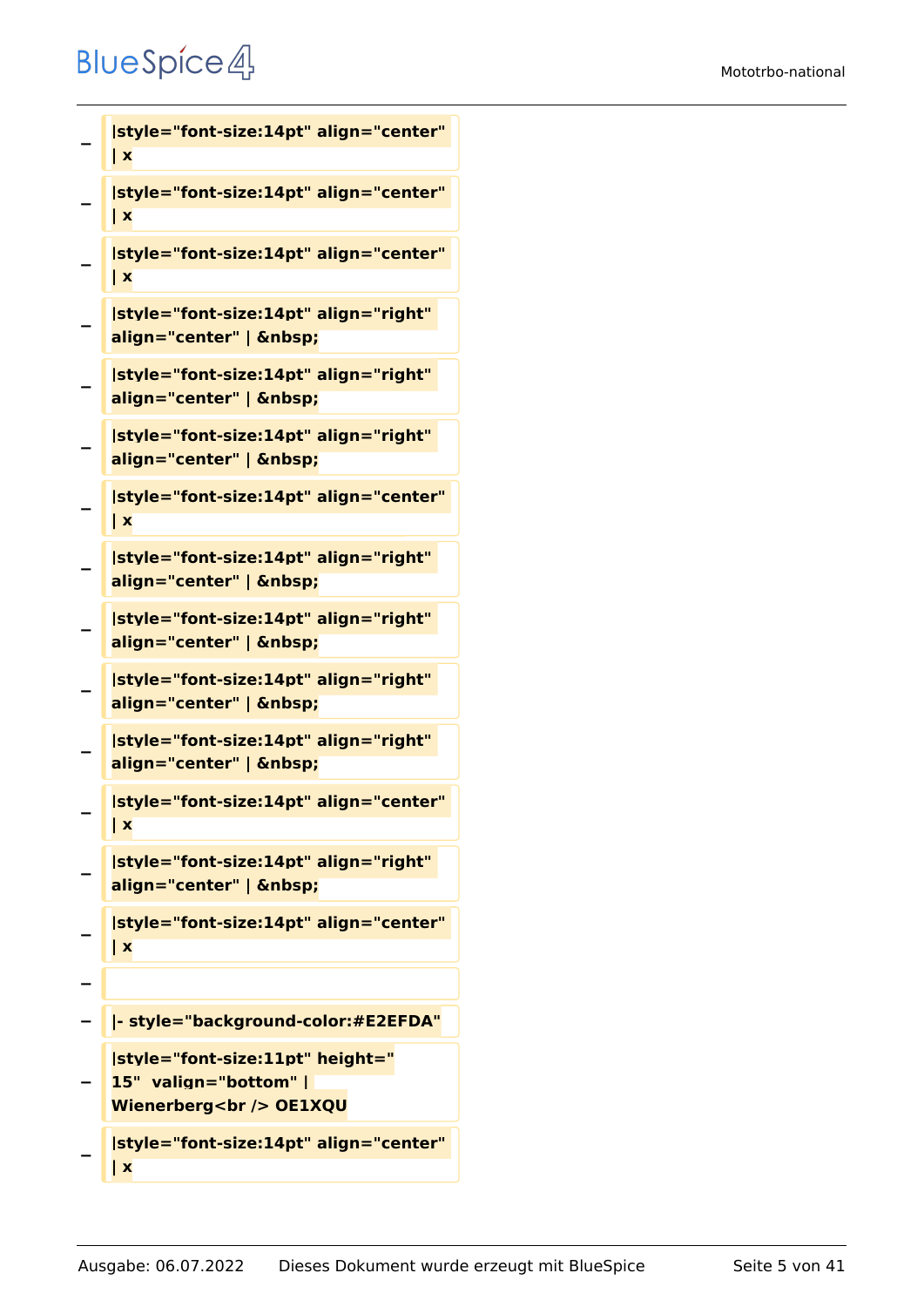− |style="font-size:14pt" align="center" | x

− |style="font-size:14pt" align="center" | x

− |style="font-size:14pt" align="center" | x

− |style="font-size:14pt" align="right" align="center" | &nbsp;

− |style="font-size:14pt" align="right" align="center" | &nbsp;

− |style="font-size:14pt" align="right" align="center" | &nbsp;

− |style="font-size:14pt" align="center" | x

− |style="font-size:14pt" align="right" align="center" | &nbsp;

− |style="font-size:14pt" align="right" align="center" | &nbsp;

− |style="font-size:14pt" align="right" align="center" | &nbsp;

− |style="font-size:14pt" align="right" align="center" | &nbsp;

− |style="font-size:14pt" align="center" | x

− |style="font-size:14pt" align="right" align="center" | &nbsp;

− |style="font-size:14pt" align="center" | x

−

− |- style="background-color:#E2EFDA"

− |style="font-size:11pt" height=" 15" valign="bottom" | Wienerberg<br /> OE1XQU

− |style="font-size:14pt" align="center" | x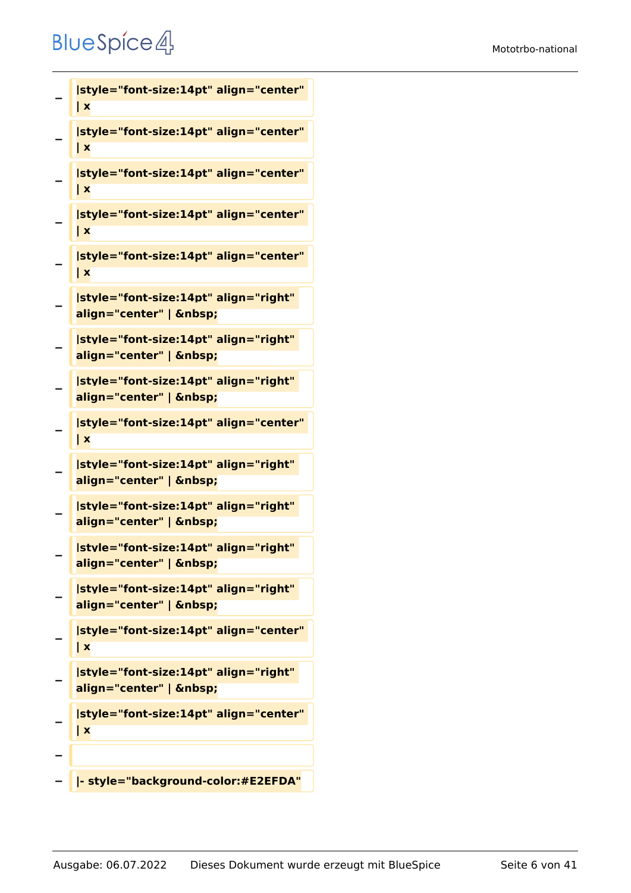− **|style="font-size:14pt" align="center" | x**

− **|style="font-size:14pt" align="center" | x**

− **|style="font-size:14pt" align="center" | x**

− **|style="font-size:14pt" align="center" | x**

− **|style="font-size:14pt" align="center" | x**

− **|style="font-size:14pt" align="right" align="center" | &nbsp;**

− **|style="font-size:14pt" align="right" align="center" | &nbsp;**

− **|style="font-size:14pt" align="right" align="center" | &nbsp;**

− **|style="font-size:14pt" align="center" | x**

− **|style="font-size:14pt" align="right" align="center" | &nbsp;**

− **|style="font-size:14pt" align="right" align="center" | &nbsp;**

− **|style="font-size:14pt" align="right" align="center" | &nbsp;**

− **|style="font-size:14pt" align="right" align="center" | &nbsp;**

− **|style="font-size:14pt" align="center" | x**

− **|style="font-size:14pt" align="right" align="center" | &nbsp;**

− **|style="font-size:14pt" align="center" | x**

− 

− **|- style="background-color:#E2EFDA"**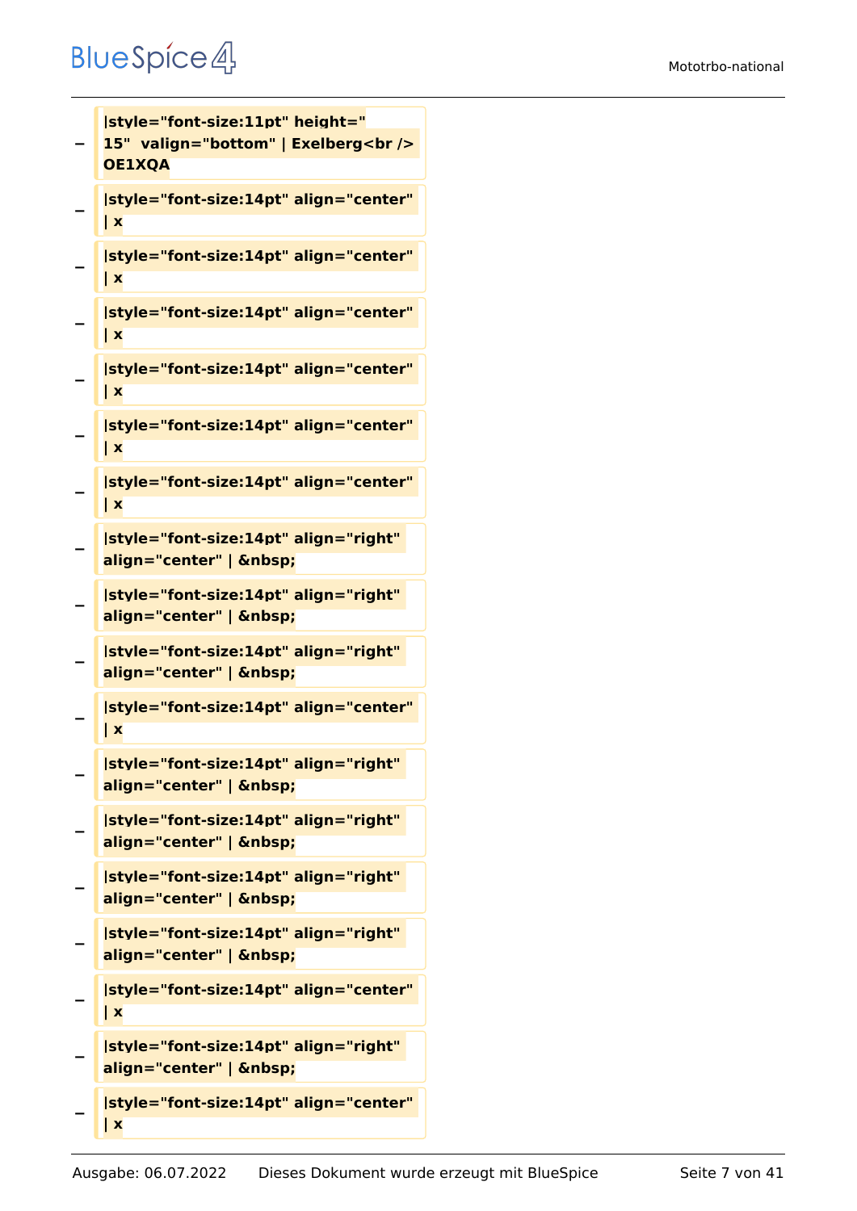− **|style="font-size:11pt" height=" 15"  valign="bottom" | Exelberg<br /> OE1XQA**

− **|style="font-size:14pt" align="center" | x**

− **|style="font-size:14pt" align="center" | x**

− **|style="font-size:14pt" align="center" | x**

− **|style="font-size:14pt" align="center" | x**

− **|style="font-size:14pt" align="center" | x**

− **|style="font-size:14pt" align="center" | x**

− **|style="font-size:14pt" align="right" align="center" | &nbsp;**

− **|style="font-size:14pt" align="right" align="center" | &nbsp;**

− **|style="font-size:14pt" align="right" align="center" | &nbsp;**

− **|style="font-size:14pt" align="center" | x**

− **|style="font-size:14pt" align="right" align="center" | &nbsp;**

− **|style="font-size:14pt" align="right" align="center" | &nbsp;**

− **|style="font-size:14pt" align="right" align="center" | &nbsp;**

− **|style="font-size:14pt" align="right" align="center" | &nbsp;**

− **|style="font-size:14pt" align="center" | x**

− **|style="font-size:14pt" align="right" align="center" | &nbsp;**

− **|style="font-size:14pt" align="center" | x**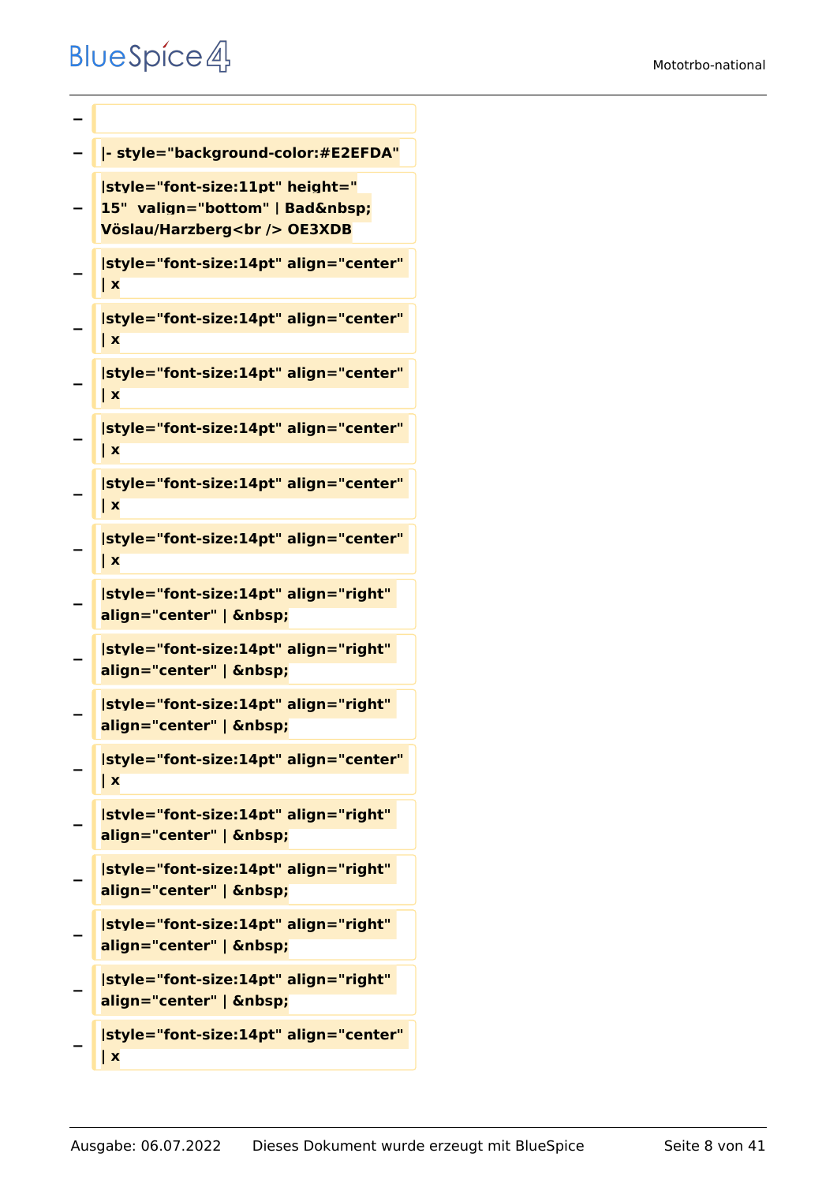−

− |- style="background-color:#E2EFDA"

− |style="font-size:11pt" height=" 15"  valign="bottom" | Bad&nbsp; Vöslau/Harzberg<br /> OE3XDB

− |style="font-size:14pt" align="center" | x

− |style="font-size:14pt" align="center" | x

− |style="font-size:14pt" align="center" | x

− |style="font-size:14pt" align="center" | x

− |style="font-size:14pt" align="center" | x

− |style="font-size:14pt" align="center" | x

− |style="font-size:14pt" align="right" align="center" | &nbsp;

− |style="font-size:14pt" align="right" align="center" | &nbsp;

− |style="font-size:14pt" align="right" align="center" | &nbsp;

− |style="font-size:14pt" align="center" | x

− |style="font-size:14pt" align="right" align="center" | &nbsp;

− |style="font-size:14pt" align="right" align="center" | &nbsp;

− |style="font-size:14pt" align="right" align="center" | &nbsp;

− |style="font-size:14pt" align="right" align="center" | &nbsp;

− |style="font-size:14pt" align="center" | x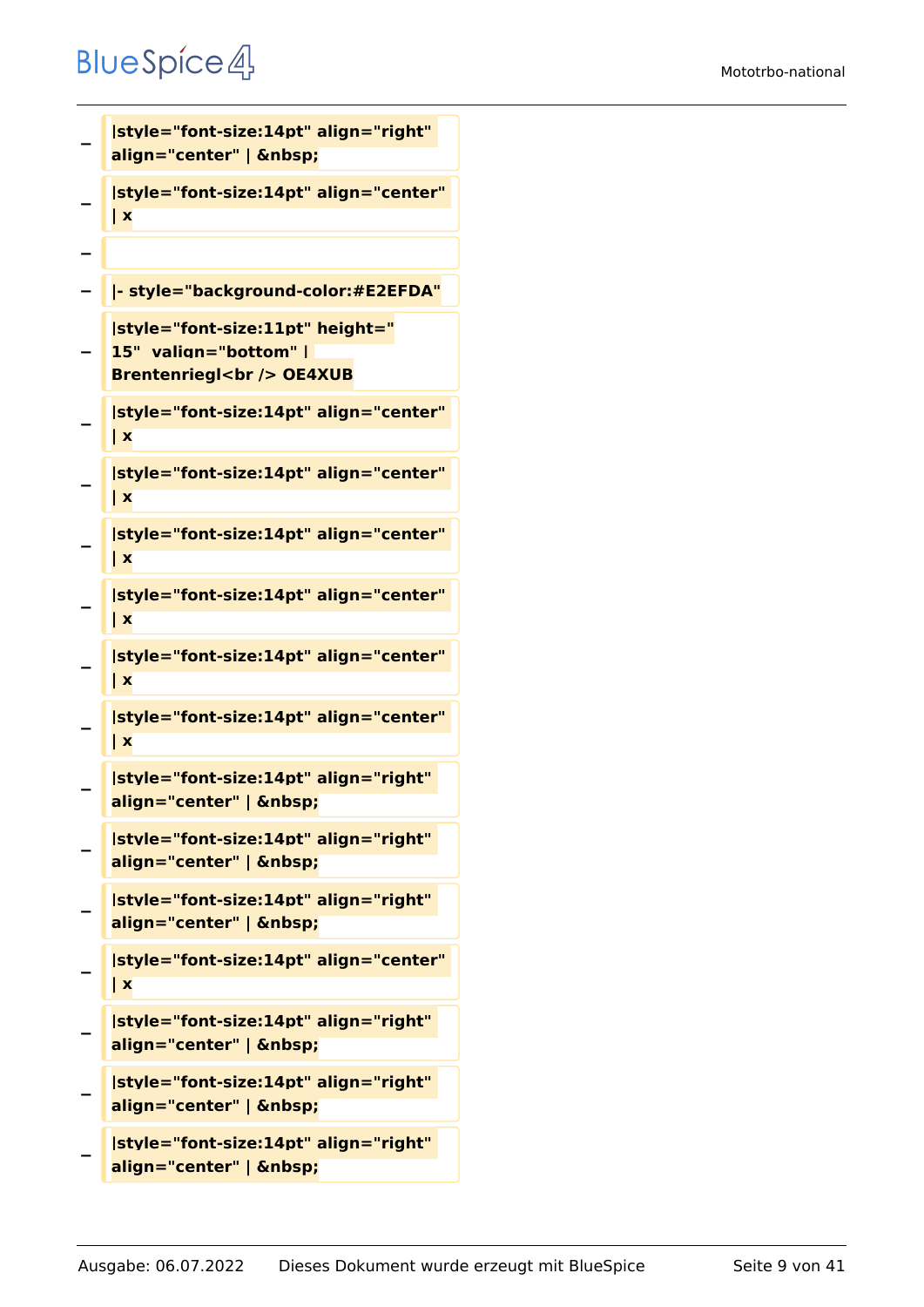− |style="font-size:14pt" align="right" align="center" | &nbsp;

− |style="font-size:14pt" align="center" | x

−

− |- style="background-color:#E2EFDA"

− |style="font-size:11pt" height=" 15" valign="bottom" | Brentenriegl<br /> OE4XUB

− |style="font-size:14pt" align="center" | x

− |style="font-size:14pt" align="center" | x

− |style="font-size:14pt" align="center" | x

− |style="font-size:14pt" align="center" | x

− |style="font-size:14pt" align="center" | x

− |style="font-size:14pt" align="center" | x

− |style="font-size:14pt" align="right" align="center" | &nbsp;

− |style="font-size:14pt" align="right" align="center" | &nbsp;

− |style="font-size:14pt" align="right" align="center" | &nbsp;

− |style="font-size:14pt" align="center" | x

− |style="font-size:14pt" align="right" align="center" | &nbsp;

− |style="font-size:14pt" align="right" align="center" | &nbsp;

− |style="font-size:14pt" align="right" align="center" | &nbsp;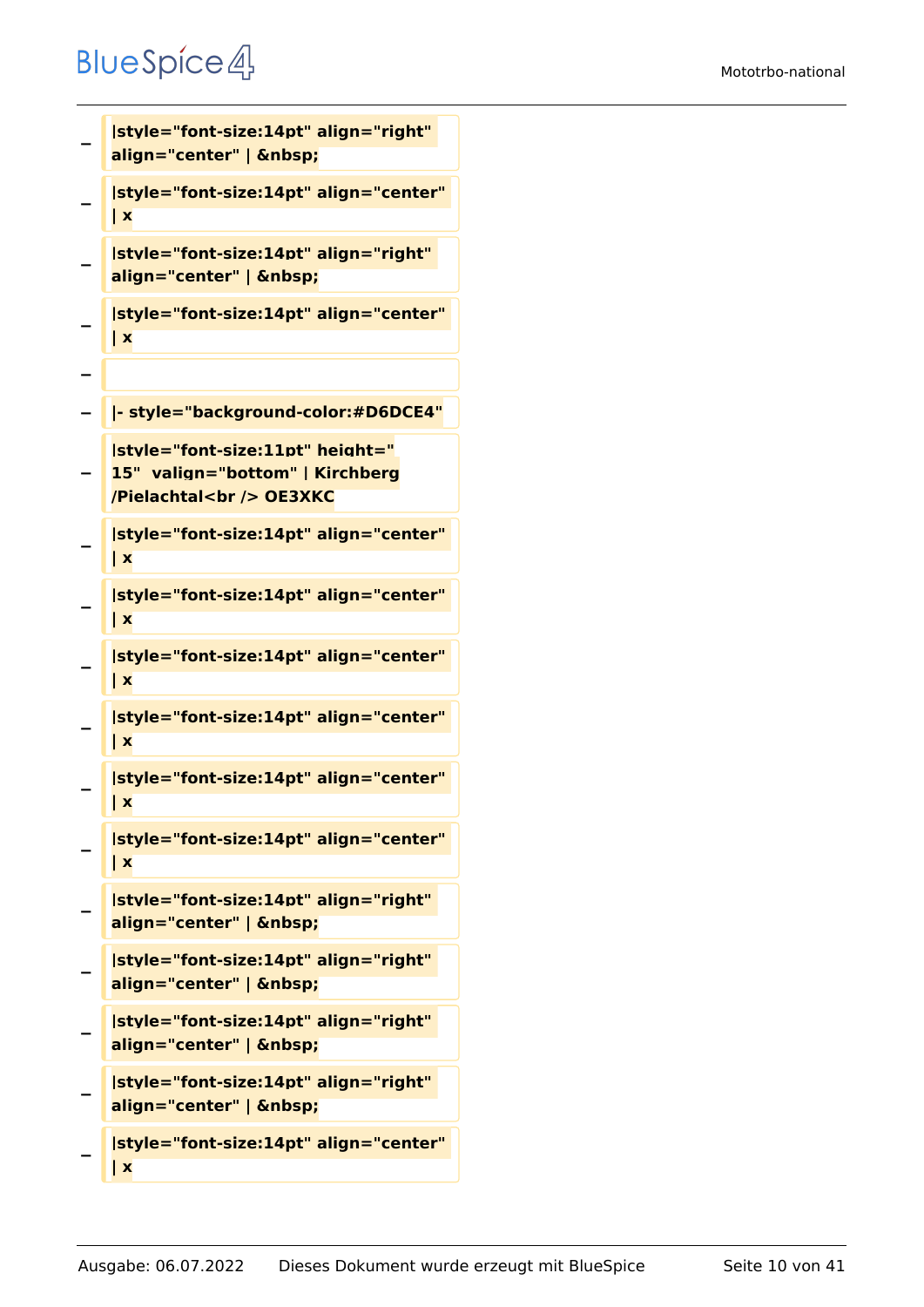− |style="font-size:14pt" align="right" align="center" | &nbsp;

− |style="font-size:14pt" align="center" | x

− |style="font-size:14pt" align="right" align="center" | &nbsp;

− |style="font-size:14pt" align="center" | x

−

− |- style="background-color:#D6DCE4"

− |style="font-size:11pt" height=" 15" valign="bottom" | Kirchberg /Pielachtal<br /> OE3XKC

− |style="font-size:14pt" align="center" | x

− |style="font-size:14pt" align="center" | x

− |style="font-size:14pt" align="center" | x

− |style="font-size:14pt" align="center" | x

− |style="font-size:14pt" align="center" | x

− |style="font-size:14pt" align="center" | x

− |style="font-size:14pt" align="right" align="center" | &nbsp;

− |style="font-size:14pt" align="right" align="center" | &nbsp;

− |style="font-size:14pt" align="right" align="center" | &nbsp;

− |style="font-size:14pt" align="right" align="center" | &nbsp;

− |style="font-size:14pt" align="center" | x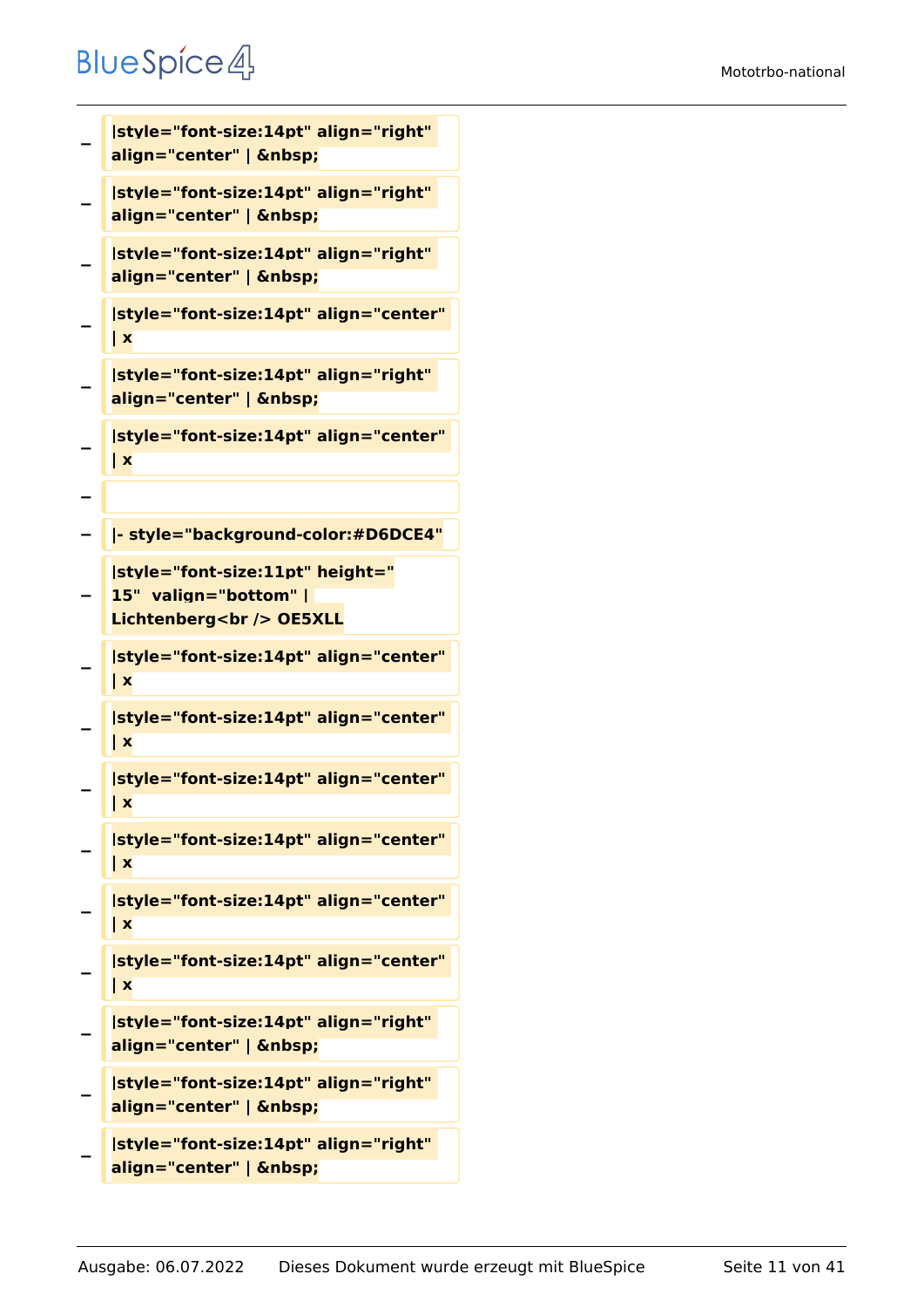−
|style="font-size:14pt" align="right" align="center" | &nbsp;

−
|style="font-size:14pt" align="right" align="center" | &nbsp;

−
|style="font-size:14pt" align="right" align="center" | &nbsp;

−
|style="font-size:14pt" align="center" | x

−
|style="font-size:14pt" align="right" align="center" | &nbsp;

−
|style="font-size:14pt" align="center" | x

−

−
|- style="background-color:#D6DCE4"

−
|style="font-size:11pt" height=" 15"  valign="bottom" | Lichtenberg<br /> OE5XLL

−
|style="font-size:14pt" align="center" | x

−
|style="font-size:14pt" align="center" | x

−
|style="font-size:14pt" align="center" | x

−
|style="font-size:14pt" align="center" | x

−
|style="font-size:14pt" align="center" | x

−
|style="font-size:14pt" align="center" | x

−
|style="font-size:14pt" align="right" align="center" | &nbsp;

−
|style="font-size:14pt" align="right" align="center" | &nbsp;

−
|style="font-size:14pt" align="right" align="center" | &nbsp;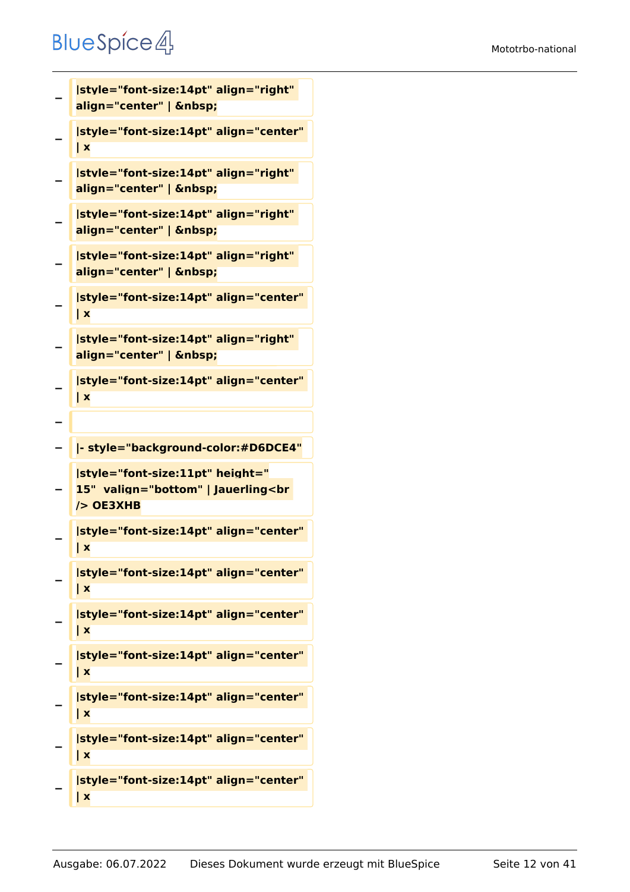− |style="font-size:14pt" align="right" align="center" | &nbsp;

− |style="font-size:14pt" align="center" | x

− |style="font-size:14pt" align="right" align="center" | &nbsp;

− |style="font-size:14pt" align="right" align="center" | &nbsp;

− |style="font-size:14pt" align="right" align="center" | &nbsp;

− |style="font-size:14pt" align="center" | x

− |style="font-size:14pt" align="right" align="center" | &nbsp;

− |style="font-size:14pt" align="center" | x

−

− |- style="background-color:#D6DCE4"

− |style="font-size:11pt" height=" 15"  valign="bottom" | Jauerling<br /> OE3XHB

− |style="font-size:14pt" align="center" | x

− |style="font-size:14pt" align="center" | x

− |style="font-size:14pt" align="center" | x

− |style="font-size:14pt" align="center" | x

− |style="font-size:14pt" align="center" | x

− |style="font-size:14pt" align="center" | x

− |style="font-size:14pt" align="center" | x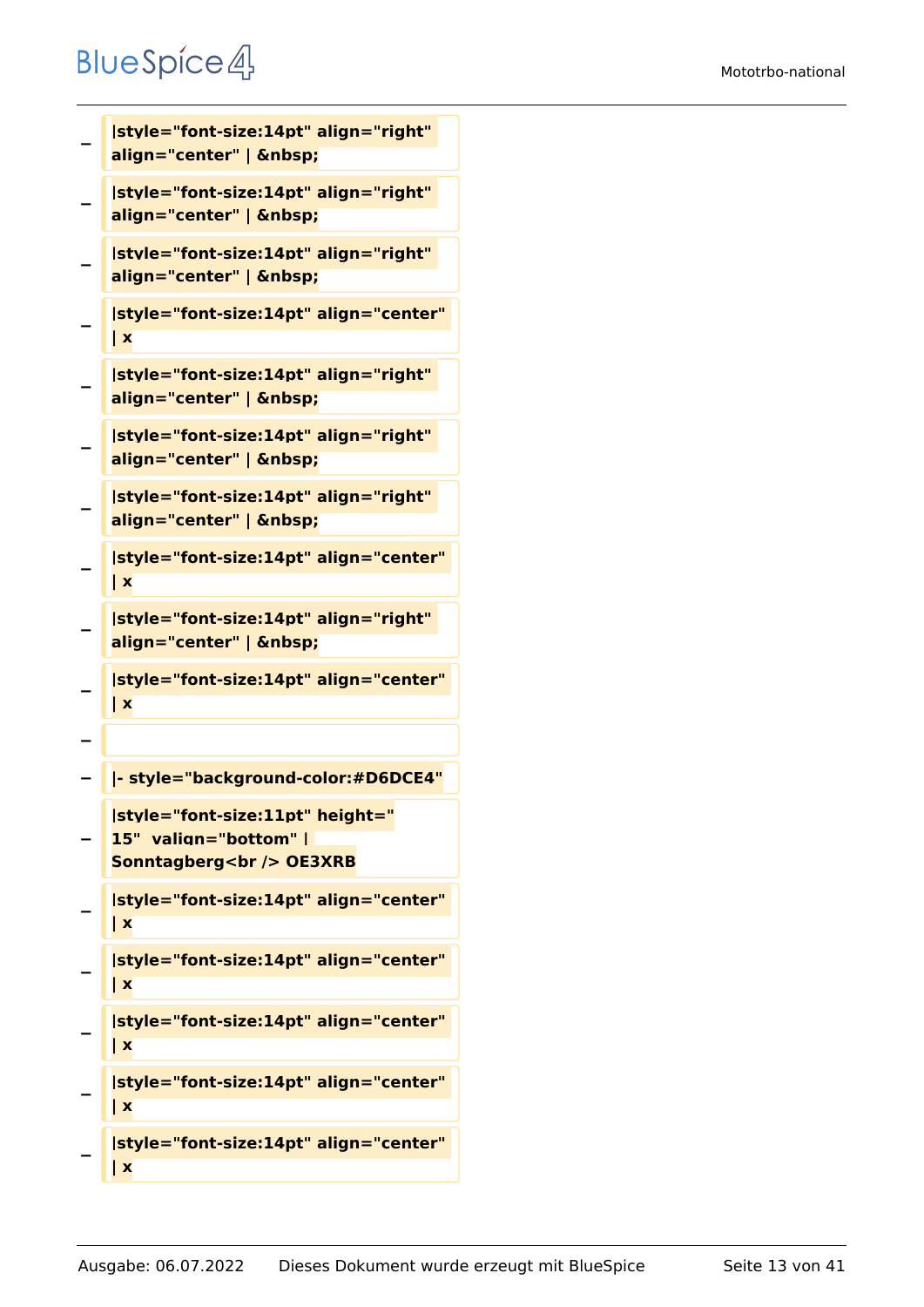− |style="font-size:14pt" align="right" align="center" | &nbsp;

− |style="font-size:14pt" align="right" align="center" | &nbsp;

− |style="font-size:14pt" align="right" align="center" | &nbsp;

− |style="font-size:14pt" align="center" | x

− |style="font-size:14pt" align="right" align="center" | &nbsp;

− |style="font-size:14pt" align="right" align="center" | &nbsp;

− |style="font-size:14pt" align="right" align="center" | &nbsp;

− |style="font-size:14pt" align="center" | x

− |style="font-size:14pt" align="right" align="center" | &nbsp;

− |style="font-size:14pt" align="center" | x

−

− |- style="background-color:#D6DCE4"

− |style="font-size:11pt" height=" 15" valign="bottom" | Sonntagberg<br /> OE3XRB

− |style="font-size:14pt" align="center" | x

− |style="font-size:14pt" align="center" | x

− |style="font-size:14pt" align="center" | x

− |style="font-size:14pt" align="center" | x

− |style="font-size:14pt" align="center" | x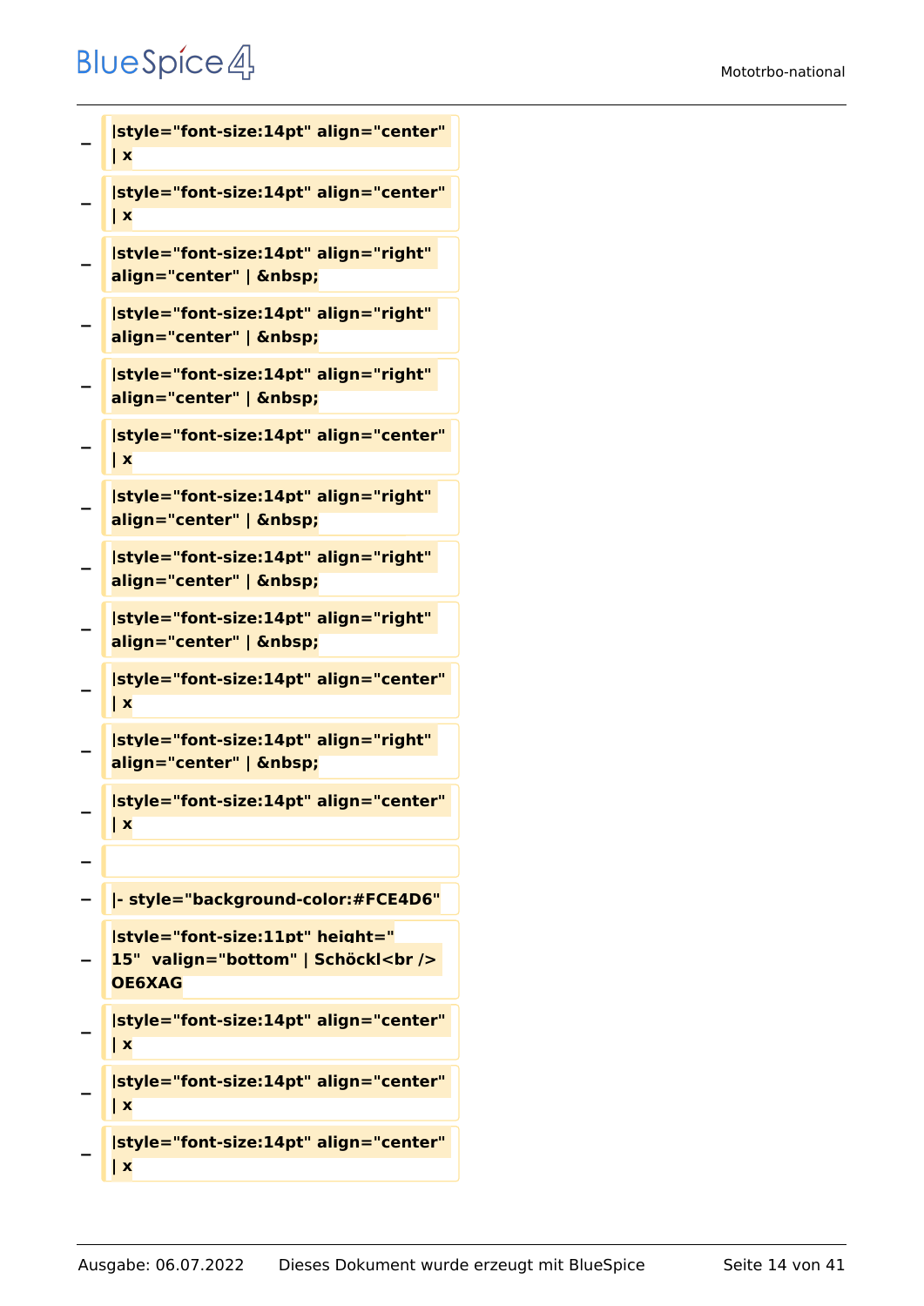−

|style="font-size:14pt" align="center" | x

−

|style="font-size:14pt" align="center" | x

−

|style="font-size:14pt" align="right" align="center" | &nbsp;

−

|style="font-size:14pt" align="right" align="center" | &nbsp;

−

|style="font-size:14pt" align="right" align="center" | &nbsp;

−

|style="font-size:14pt" align="center" | x

−

|style="font-size:14pt" align="right" align="center" | &nbsp;

−

|style="font-size:14pt" align="right" align="center" | &nbsp;

−

|style="font-size:14pt" align="right" align="center" | &nbsp;

−

|style="font-size:14pt" align="center" | x

−

|style="font-size:14pt" align="right" align="center" | &nbsp;

−

|style="font-size:14pt" align="center" | x

−

−

|- style="background-color:#FCE4D6"

−

|style="font-size:11pt" height=" 15"  valign="bottom" | Schöckl<br /> OE6XAG

−

|style="font-size:14pt" align="center" | x

−

|style="font-size:14pt" align="center" | x

−

|style="font-size:14pt" align="center" | x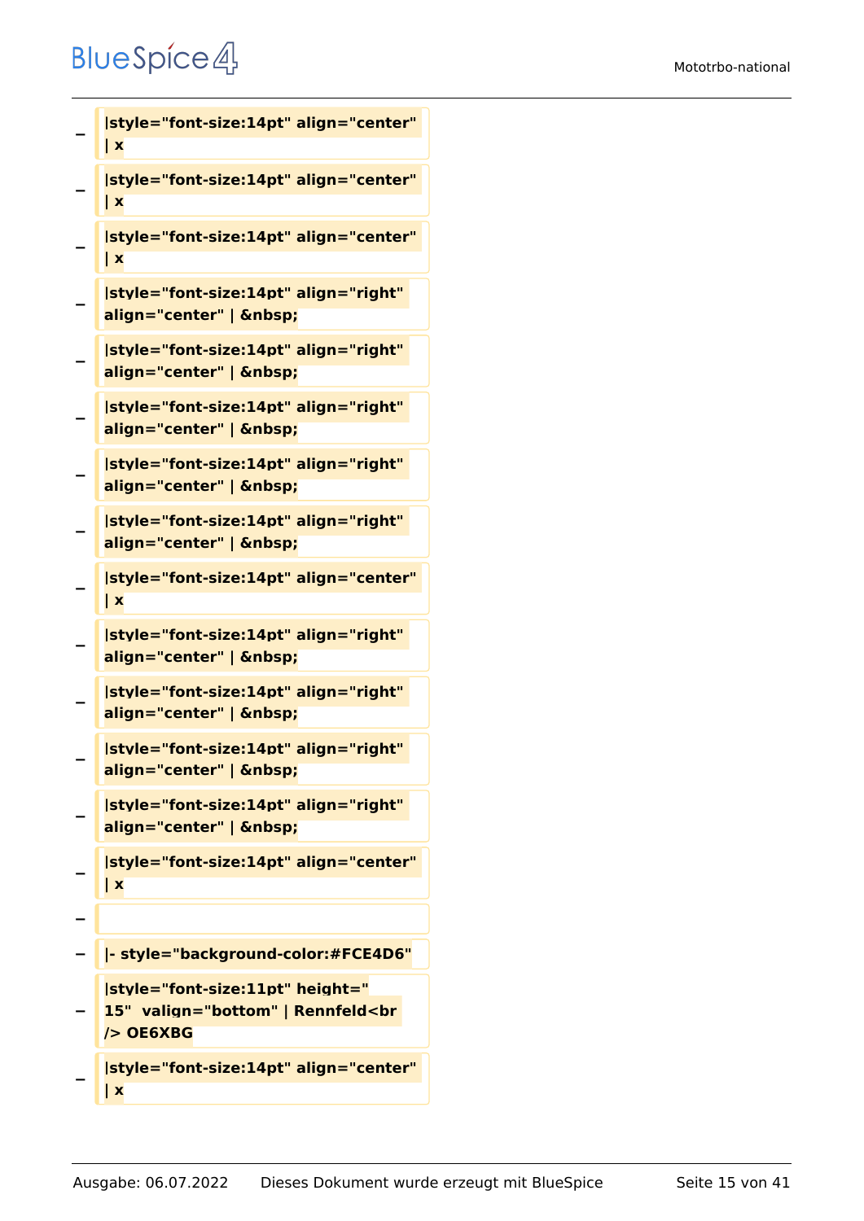−
**|style="font-size:14pt" align="center" | x**

−
**|style="font-size:14pt" align="center" | x**

−
**|style="font-size:14pt" align="center" | x**

−
**|style="font-size:14pt" align="right" align="center" | &nbsp;**

−
**|style="font-size:14pt" align="right" align="center" | &nbsp;**

−
**|style="font-size:14pt" align="right" align="center" | &nbsp;**

−
**|style="font-size:14pt" align="right" align="center" | &nbsp;**

−
**|style="font-size:14pt" align="right" align="center" | &nbsp;**

−
**|style="font-size:14pt" align="center" | x**

−
**|style="font-size:14pt" align="right" align="center" | &nbsp;**

−
**|style="font-size:14pt" align="right" align="center" | &nbsp;**

−
**|style="font-size:14pt" align="right" align="center" | &nbsp;**

−
**|style="font-size:14pt" align="right" align="center" | &nbsp;**

−
**|style="font-size:14pt" align="center" | x**

−

−
**|- style="background-color:#FCE4D6"**

−
**|style="font-size:11pt" height=" 15"  valign="bottom" | Rennfeld<br /> OE6XBG**

−
**|style="font-size:14pt" align="center" | x**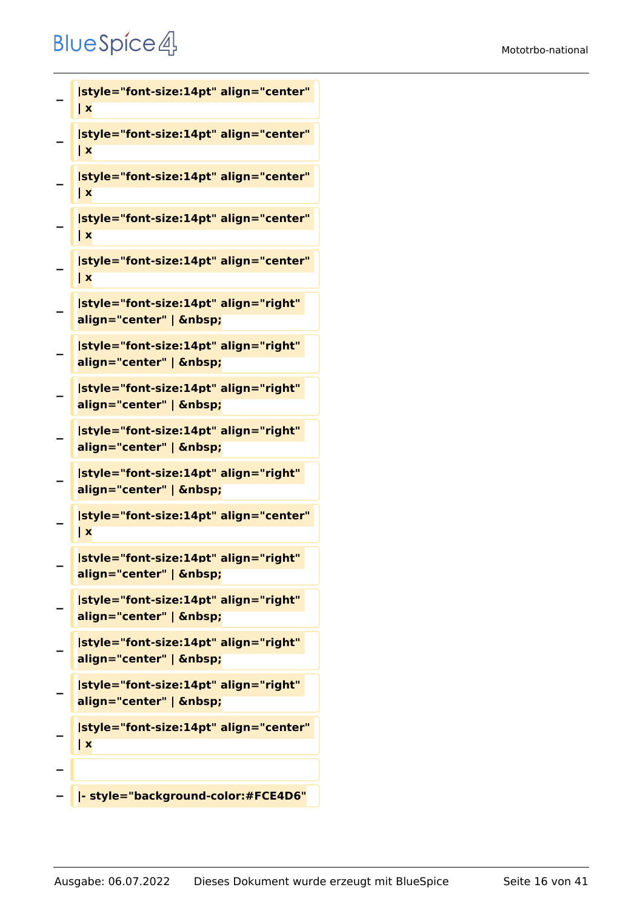−
```
|style="font-size:14pt" align="center" | x
```
−
```
|style="font-size:14pt" align="center" | x
```
−
```
|style="font-size:14pt" align="center" | x
```
−
```
|style="font-size:14pt" align="center" | x
```
−
```
|style="font-size:14pt" align="center" | x
```
−
```
|style="font-size:14pt" align="right" align="center" | &nbsp;
```
−
```
|style="font-size:14pt" align="right" align="center" | &nbsp;
```
−
```
|style="font-size:14pt" align="right" align="center" | &nbsp;
```
−
```
|style="font-size:14pt" align="right" align="center" | &nbsp;
```
−
```
|style="font-size:14pt" align="right" align="center" | &nbsp;
```
−
```
|style="font-size:14pt" align="center" | x
```
−
```
|style="font-size:14pt" align="right" align="center" | &nbsp;
```
−
```
|style="font-size:14pt" align="right" align="center" | &nbsp;
```
−
```
|style="font-size:14pt" align="right" align="center" | &nbsp;
```
−
```
|style="font-size:14pt" align="right" align="center" | &nbsp;
```
−
```
|style="font-size:14pt" align="center" | x
```
−

−
```
|- style="background-color:#FCE4D6"
```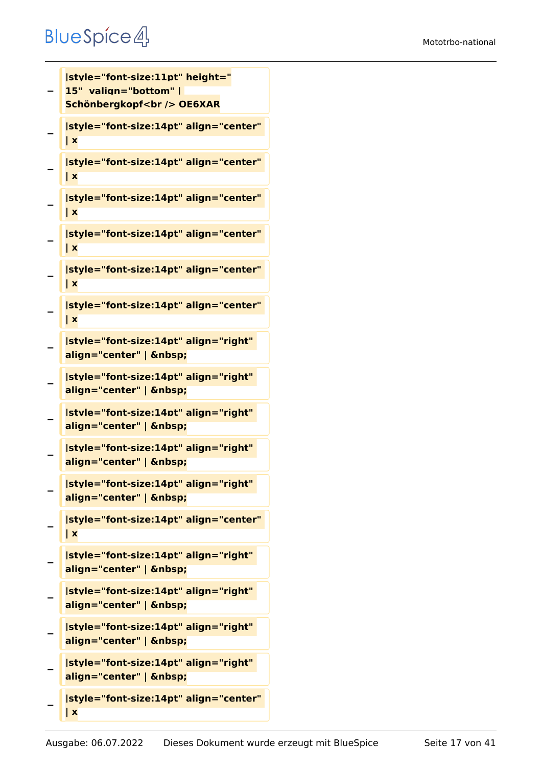−
|style="font-size:11pt" height=" 15"  valign="bottom" | Schönbergkopf<br /> OE6XAR

−
|style="font-size:14pt" align="center" | x

−
|style="font-size:14pt" align="center" | x

−
|style="font-size:14pt" align="center" | x

−
|style="font-size:14pt" align="center" | x

−
|style="font-size:14pt" align="center" | x

−
|style="font-size:14pt" align="center" | x

−
|style="font-size:14pt" align="right" align="center" | &nbsp;

−
|style="font-size:14pt" align="right" align="center" | &nbsp;

−
|style="font-size:14pt" align="right" align="center" | &nbsp;

−
|style="font-size:14pt" align="right" align="center" | &nbsp;

−
|style="font-size:14pt" align="right" align="center" | &nbsp;

−
|style="font-size:14pt" align="center" | x

−
|style="font-size:14pt" align="right" align="center" | &nbsp;

−
|style="font-size:14pt" align="right" align="center" | &nbsp;

−
|style="font-size:14pt" align="right" align="center" | &nbsp;

−
|style="font-size:14pt" align="right" align="center" | &nbsp;

−
|style="font-size:14pt" align="center" | x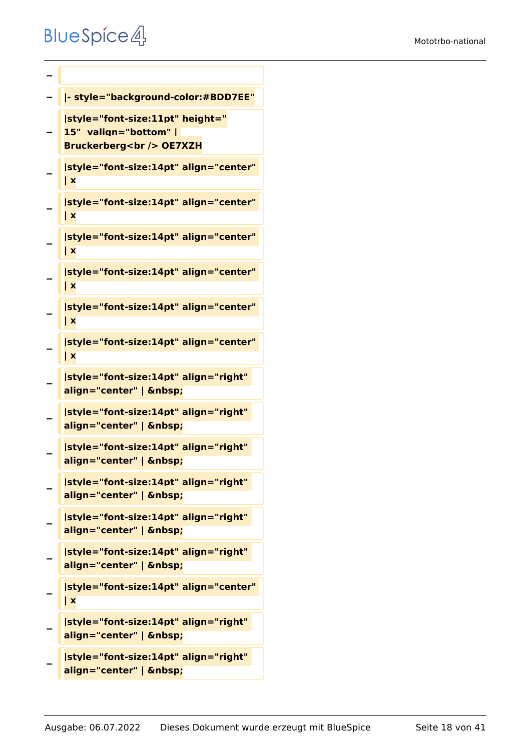−

− **|- style="background-color:#BDD7EE"**

− **|style="font-size:11pt" height=" 15"  valign="bottom" | Bruckerberg<br /> OE7XZH**

− **|style="font-size:14pt" align="center" | x**

− **|style="font-size:14pt" align="center" | x**

− **|style="font-size:14pt" align="center" | x**

− **|style="font-size:14pt" align="center" | x**

− **|style="font-size:14pt" align="center" | x**

− **|style="font-size:14pt" align="center" | x**

− **|style="font-size:14pt" align="right" align="center" | &nbsp;**

− **|style="font-size:14pt" align="right" align="center" | &nbsp;**

− **|style="font-size:14pt" align="right" align="center" | &nbsp;**

− **|style="font-size:14pt" align="right" align="center" | &nbsp;**

− **|style="font-size:14pt" align="right" align="center" | &nbsp;**

− **|style="font-size:14pt" align="right" align="center" | &nbsp;**

− **|style="font-size:14pt" align="center" | x**

− **|style="font-size:14pt" align="right" align="center" | &nbsp;**

− **|style="font-size:14pt" align="right" align="center" | &nbsp;**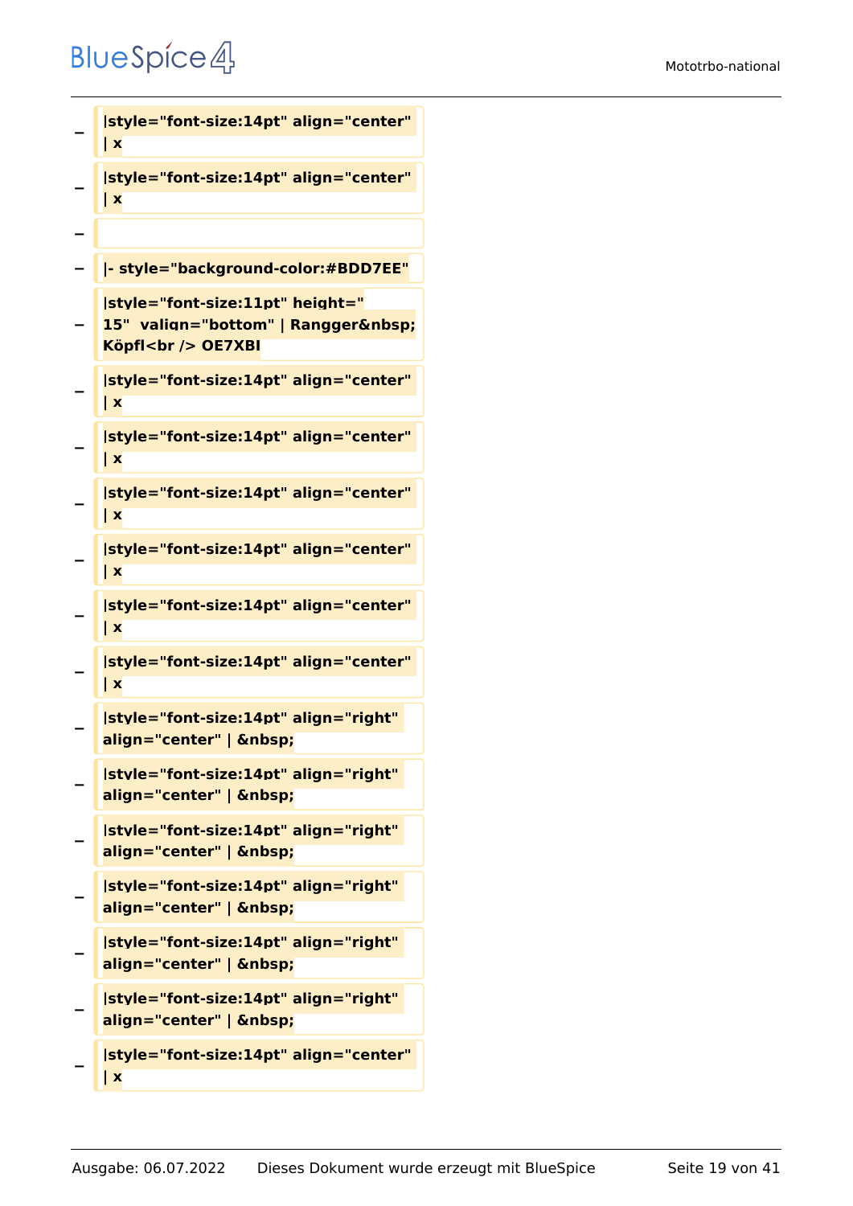| | |
|---|---|
| − | \|style="font-size:14pt" align="center" \| x |
| − | \|style="font-size:14pt" align="center" \| x |
| − | |
| − | \|- style="background-color:#BDD7EE" |
| − | \|style="font-size:11pt" height=" 15"  valign="bottom" \| Rangger&nbsp; Köpfl<br /> OE7XBI |
| − | \|style="font-size:14pt" align="center" \| x |
| − | \|style="font-size:14pt" align="center" \| x |
| − | \|style="font-size:14pt" align="center" \| x |
| − | \|style="font-size:14pt" align="center" \| x |
| − | \|style="font-size:14pt" align="center" \| x |
| − | \|style="font-size:14pt" align="center" \| x |
| − | \|style="font-size:14pt" align="right" align="center" \| &nbsp; |
| − | \|style="font-size:14pt" align="right" align="center" \| &nbsp; |
| − | \|style="font-size:14pt" align="right" align="center" \| &nbsp; |
| − | \|style="font-size:14pt" align="right" align="center" \| &nbsp; |
| − | \|style="font-size:14pt" align="right" align="center" \| &nbsp; |
| − | \|style="font-size:14pt" align="right" align="center" \| &nbsp; |
| − | \|style="font-size:14pt" align="center" \| x |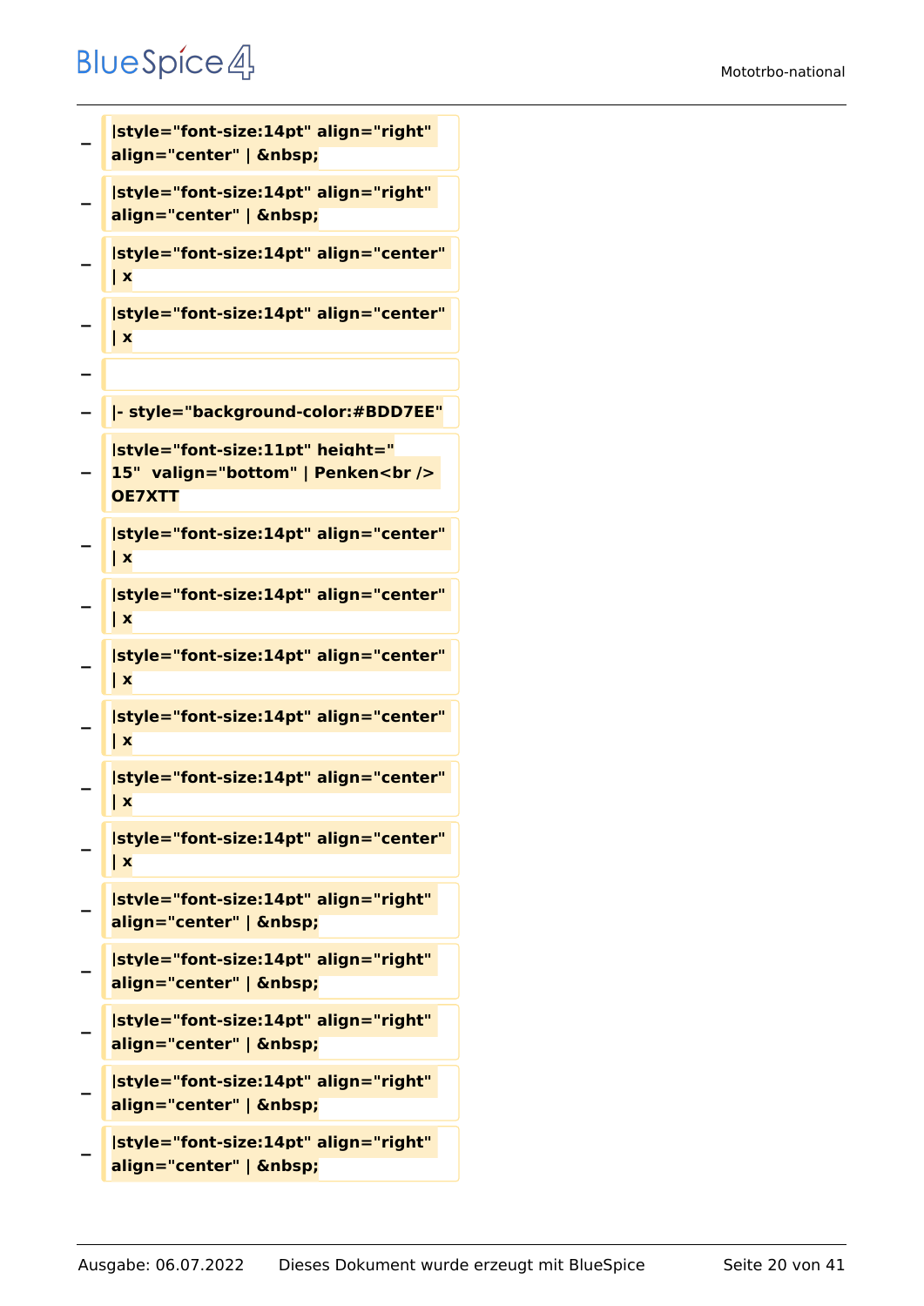− |style="font-size:14pt" align="right" align="center" | &nbsp;

− |style="font-size:14pt" align="right" align="center" | &nbsp;

− |style="font-size:14pt" align="center" | x

− |style="font-size:14pt" align="center" | x

− 

− |- style="background-color:#BDD7EE"

− |style="font-size:11pt" height=" 15"  valign="bottom" | Penken<br /> OE7XTT

− |style="font-size:14pt" align="center" | x

− |style="font-size:14pt" align="center" | x

− |style="font-size:14pt" align="center" | x

− |style="font-size:14pt" align="center" | x

− |style="font-size:14pt" align="center" | x

− |style="font-size:14pt" align="center" | x

− |style="font-size:14pt" align="right" align="center" | &nbsp;

− |style="font-size:14pt" align="right" align="center" | &nbsp;

− |style="font-size:14pt" align="right" align="center" | &nbsp;

− |style="font-size:14pt" align="right" align="center" | &nbsp;

− |style="font-size:14pt" align="right" align="center" | &nbsp;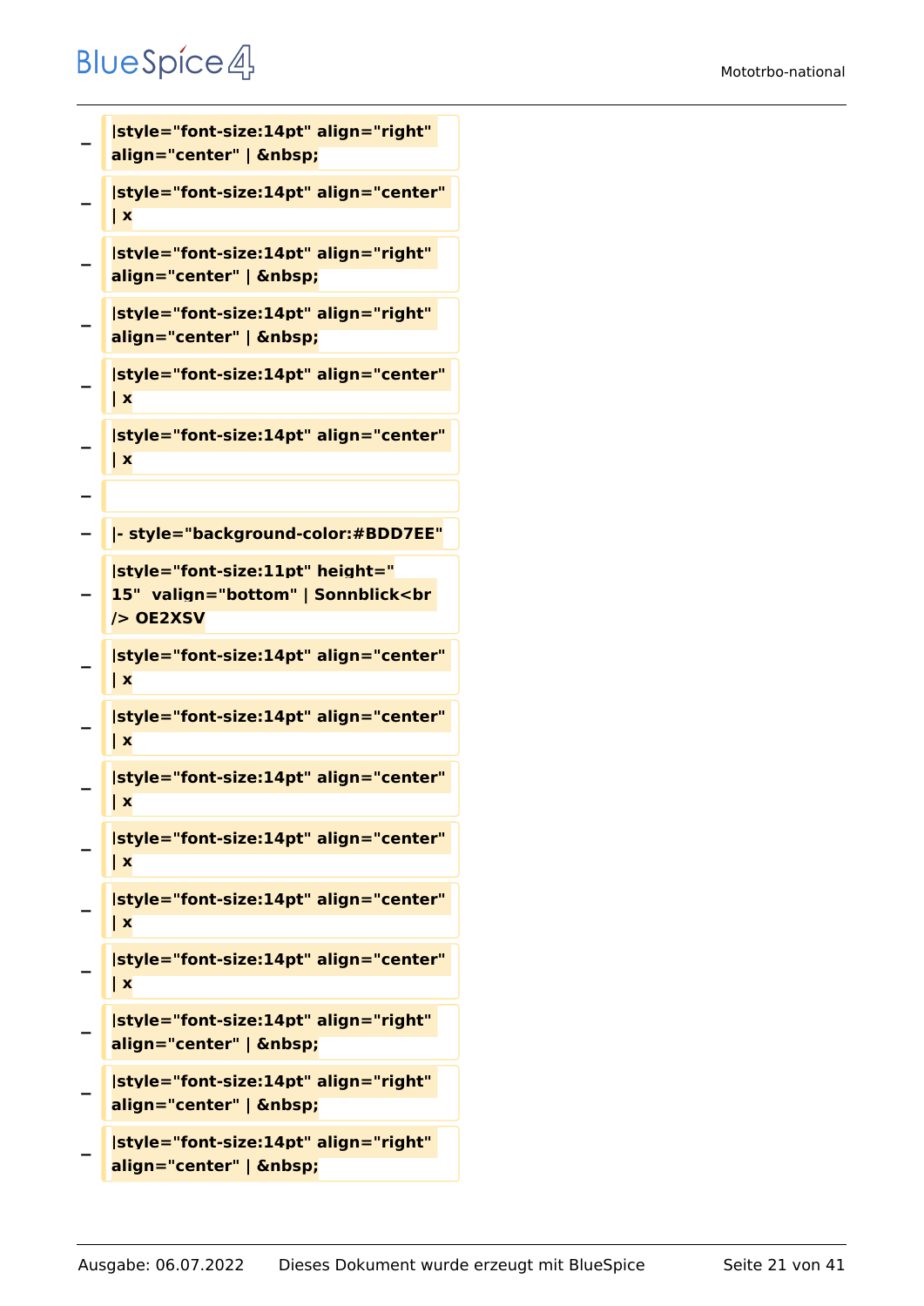− |style="font-size:14pt" align="right" align="center" | &nbsp;

− |style="font-size:14pt" align="center" | x

− |style="font-size:14pt" align="right" align="center" | &nbsp;

− |style="font-size:14pt" align="right" align="center" | &nbsp;

− |style="font-size:14pt" align="center" | x

− |style="font-size:14pt" align="center" | x

−

− |- style="background-color:#BDD7EE"

− |style="font-size:11pt" height=" 15"  valign="bottom" | Sonnblick<br /> OE2XSV

− |style="font-size:14pt" align="center" | x

− |style="font-size:14pt" align="center" | x

− |style="font-size:14pt" align="center" | x

− |style="font-size:14pt" align="center" | x

− |style="font-size:14pt" align="center" | x

− |style="font-size:14pt" align="center" | x

− |style="font-size:14pt" align="right" align="center" | &nbsp;

− |style="font-size:14pt" align="right" align="center" | &nbsp;

− |style="font-size:14pt" align="right" align="center" | &nbsp;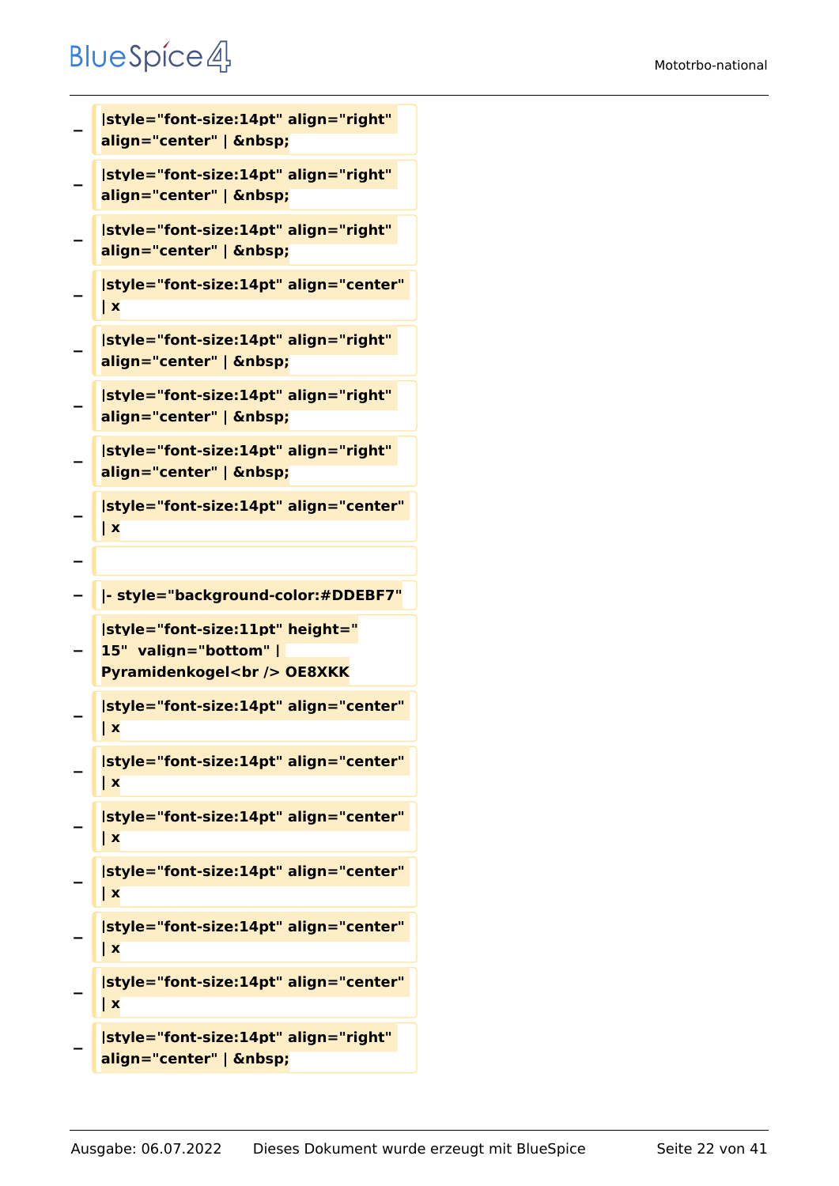− |style="font-size:14pt" align="right" align="center" | &nbsp;

− |style="font-size:14pt" align="right" align="center" | &nbsp;

− |style="font-size:14pt" align="right" align="center" | &nbsp;

− |style="font-size:14pt" align="center" | x

− |style="font-size:14pt" align="right" align="center" | &nbsp;

− |style="font-size:14pt" align="right" align="center" | &nbsp;

− |style="font-size:14pt" align="right" align="center" | &nbsp;

− |style="font-size:14pt" align="center" | x

−

− |- style="background-color:#DDEBF7"

− |style="font-size:11pt" height=" 15"  valign="bottom" | Pyramidenkogel<br /> OE8XKK

− |style="font-size:14pt" align="center" | x

− |style="font-size:14pt" align="center" | x

− |style="font-size:14pt" align="center" | x

− |style="font-size:14pt" align="center" | x

− |style="font-size:14pt" align="center" | x

− |style="font-size:14pt" align="center" | x

− |style="font-size:14pt" align="right" align="center" | &nbsp;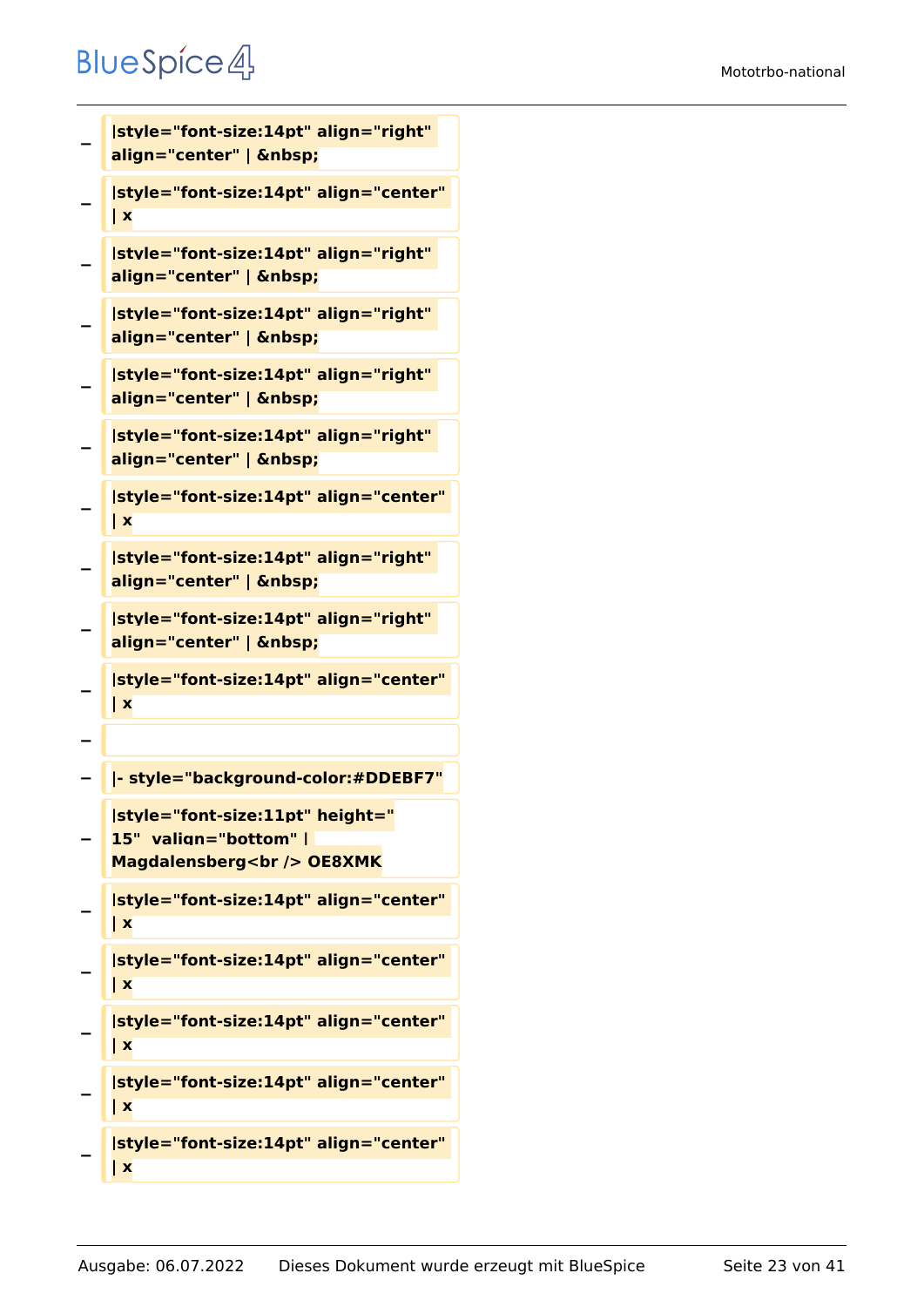| | |
|---|---|
| − | **\|style="font-size:14pt" align="right" align="center" \| &nbsp;** |
| − | **\|style="font-size:14pt" align="center" \| x** |
| − | **\|style="font-size:14pt" align="right" align="center" \| &nbsp;** |
| − | **\|style="font-size:14pt" align="right" align="center" \| &nbsp;** |
| − | **\|style="font-size:14pt" align="right" align="center" \| &nbsp;** |
| − | **\|style="font-size:14pt" align="right" align="center" \| &nbsp;** |
| − | **\|style="font-size:14pt" align="center" \| x** |
| − | **\|style="font-size:14pt" align="right" align="center" \| &nbsp;** |
| − | **\|style="font-size:14pt" align="right" align="center" \| &nbsp;** |
| − | **\|style="font-size:14pt" align="center" \| x** |
| − | |
| − | **\|- style="background-color:#DDEBF7"** |
| − | **\|style="font-size:11pt" height=" 15"  valign="bottom" \| Magdalensberg<br /> OE8XMK** |
| − | **\|style="font-size:14pt" align="center" \| x** |
| − | **\|style="font-size:14pt" align="center" \| x** |
| − | **\|style="font-size:14pt" align="center" \| x** |
| − | **\|style="font-size:14pt" align="center" \| x** |
| − | **\|style="font-size:14pt" align="center" \| x** |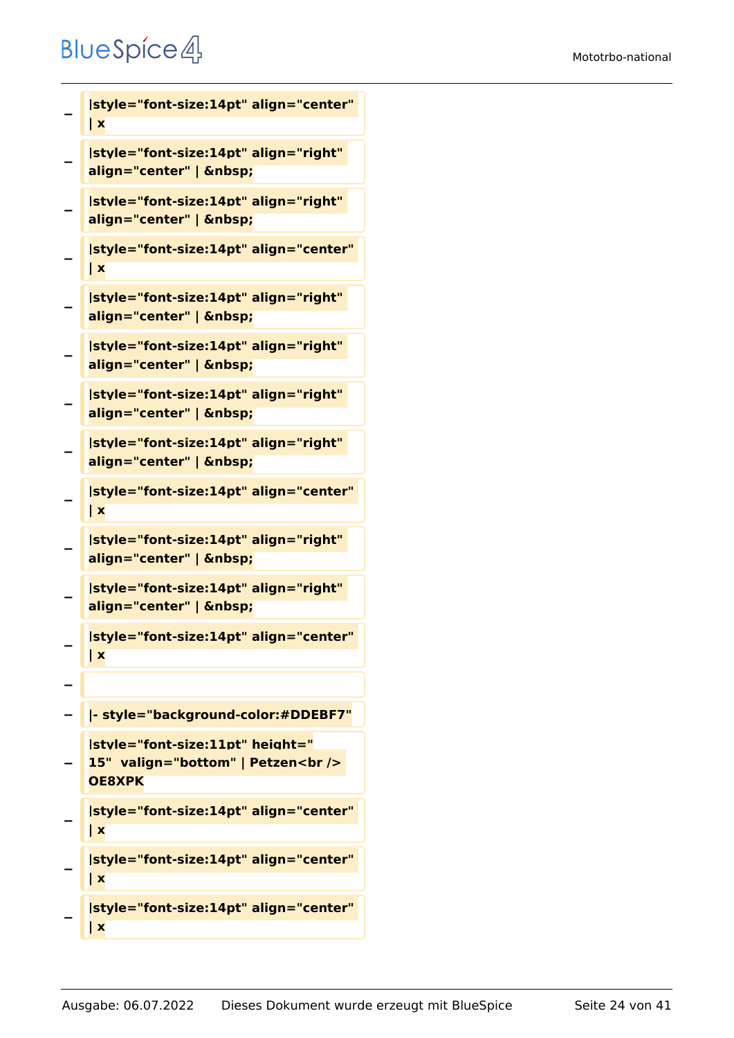− |style="font-size:14pt" align="center" | x

− |style="font-size:14pt" align="right" align="center" | &nbsp;

− |style="font-size:14pt" align="right" align="center" | &nbsp;

− |style="font-size:14pt" align="center" | x

− |style="font-size:14pt" align="right" align="center" | &nbsp;

− |style="font-size:14pt" align="right" align="center" | &nbsp;

− |style="font-size:14pt" align="right" align="center" | &nbsp;

− |style="font-size:14pt" align="right" align="center" | &nbsp;

− |style="font-size:14pt" align="center" | x

− |style="font-size:14pt" align="right" align="center" | &nbsp;

− |style="font-size:14pt" align="right" align="center" | &nbsp;

− |style="font-size:14pt" align="center" | x

−

− |- style="background-color:#DDEBF7"

− |style="font-size:11pt" height=" 15"  valign="bottom" | Petzen<br /> OE8XPK

− |style="font-size:14pt" align="center" | x

− |style="font-size:14pt" align="center" | x

− |style="font-size:14pt" align="center" | x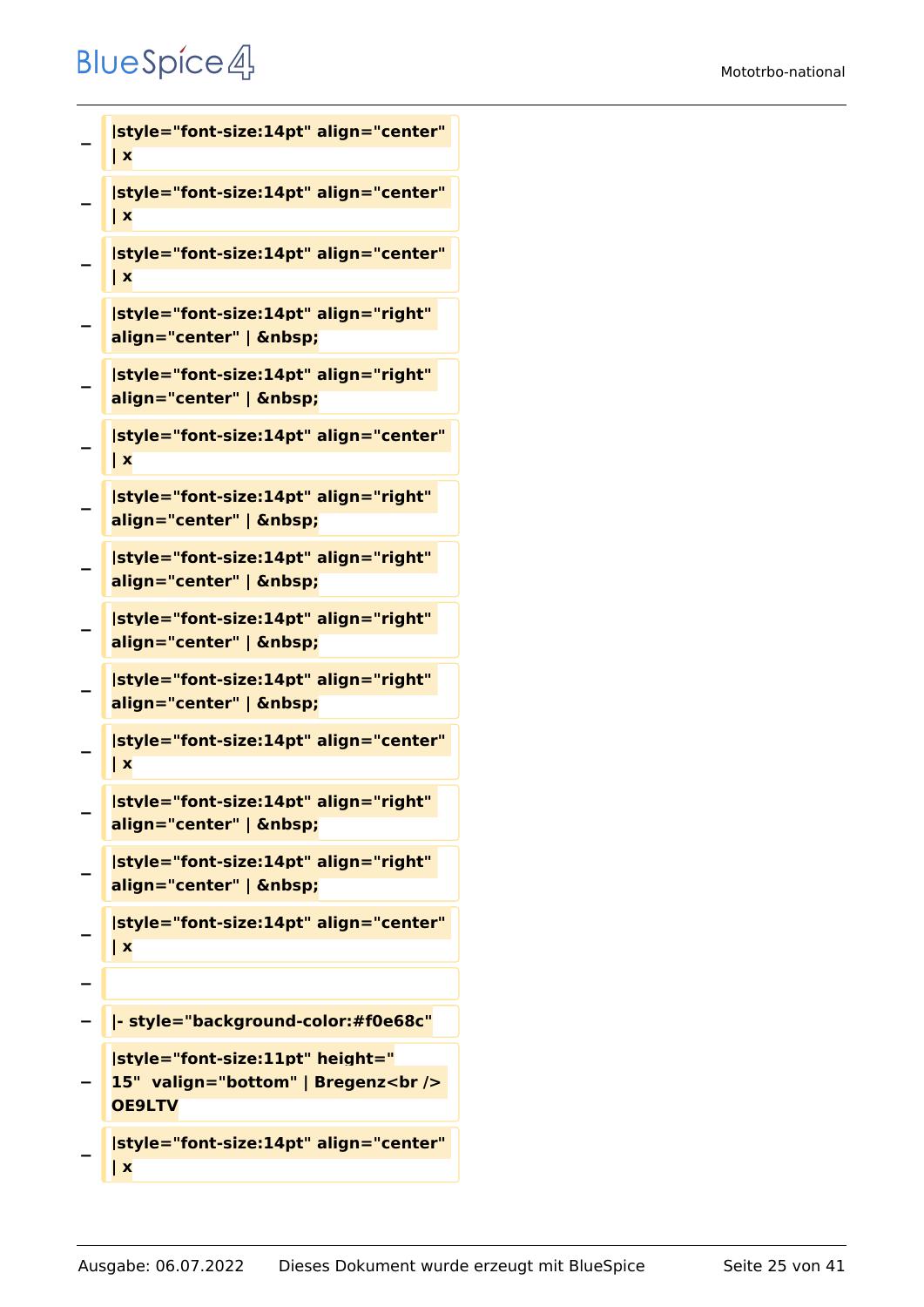−
**|style="font-size:14pt" align="center" | x**

−
**|style="font-size:14pt" align="center" | x**

−
**|style="font-size:14pt" align="center" | x**

−
**|style="font-size:14pt" align="right" align="center" | &nbsp;**

−
**|style="font-size:14pt" align="right" align="center" | &nbsp;**

−
**|style="font-size:14pt" align="center" | x**

−
**|style="font-size:14pt" align="right" align="center" | &nbsp;**

−
**|style="font-size:14pt" align="right" align="center" | &nbsp;**

−
**|style="font-size:14pt" align="right" align="center" | &nbsp;**

−
**|style="font-size:14pt" align="right" align="center" | &nbsp;**

−
**|style="font-size:14pt" align="center" | x**

−
**|style="font-size:14pt" align="right" align="center" | &nbsp;**

−
**|style="font-size:14pt" align="right" align="center" | &nbsp;**

−
**|style="font-size:14pt" align="center" | x**

−

−
**|- style="background-color:#f0e68c"**

−
**|style="font-size:11pt" height=" 15" valign="bottom" | Bregenz<br /> OE9LTV**

−
**|style="font-size:14pt" align="center" | x**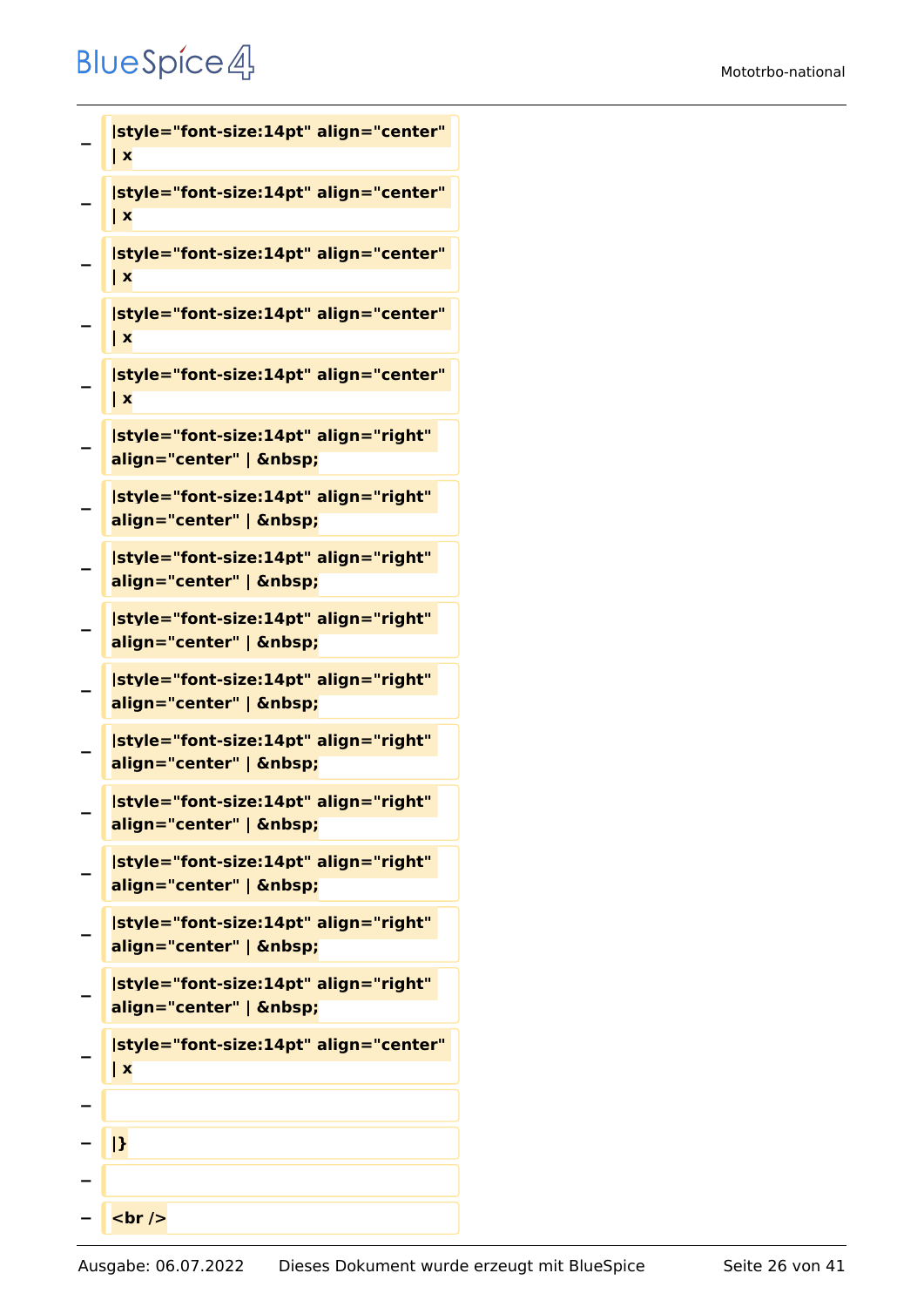− |style="font-size:14pt" align="center" | x

− |style="font-size:14pt" align="center" | x

− |style="font-size:14pt" align="center" | x

− |style="font-size:14pt" align="center" | x

− |style="font-size:14pt" align="center" | x

− |style="font-size:14pt" align="right" align="center" | &nbsp;

− |style="font-size:14pt" align="right" align="center" | &nbsp;

− |style="font-size:14pt" align="right" align="center" | &nbsp;

− |style="font-size:14pt" align="right" align="center" | &nbsp;

− |style="font-size:14pt" align="right" align="center" | &nbsp;

− |style="font-size:14pt" align="right" align="center" | &nbsp;

− |style="font-size:14pt" align="right" align="center" | &nbsp;

− |style="font-size:14pt" align="right" align="center" | &nbsp;

− |style="font-size:14pt" align="right" align="center" | &nbsp;

− |style="font-size:14pt" align="right" align="center" | &nbsp;

− |style="font-size:14pt" align="center" | x

−

− |}

−

− <br />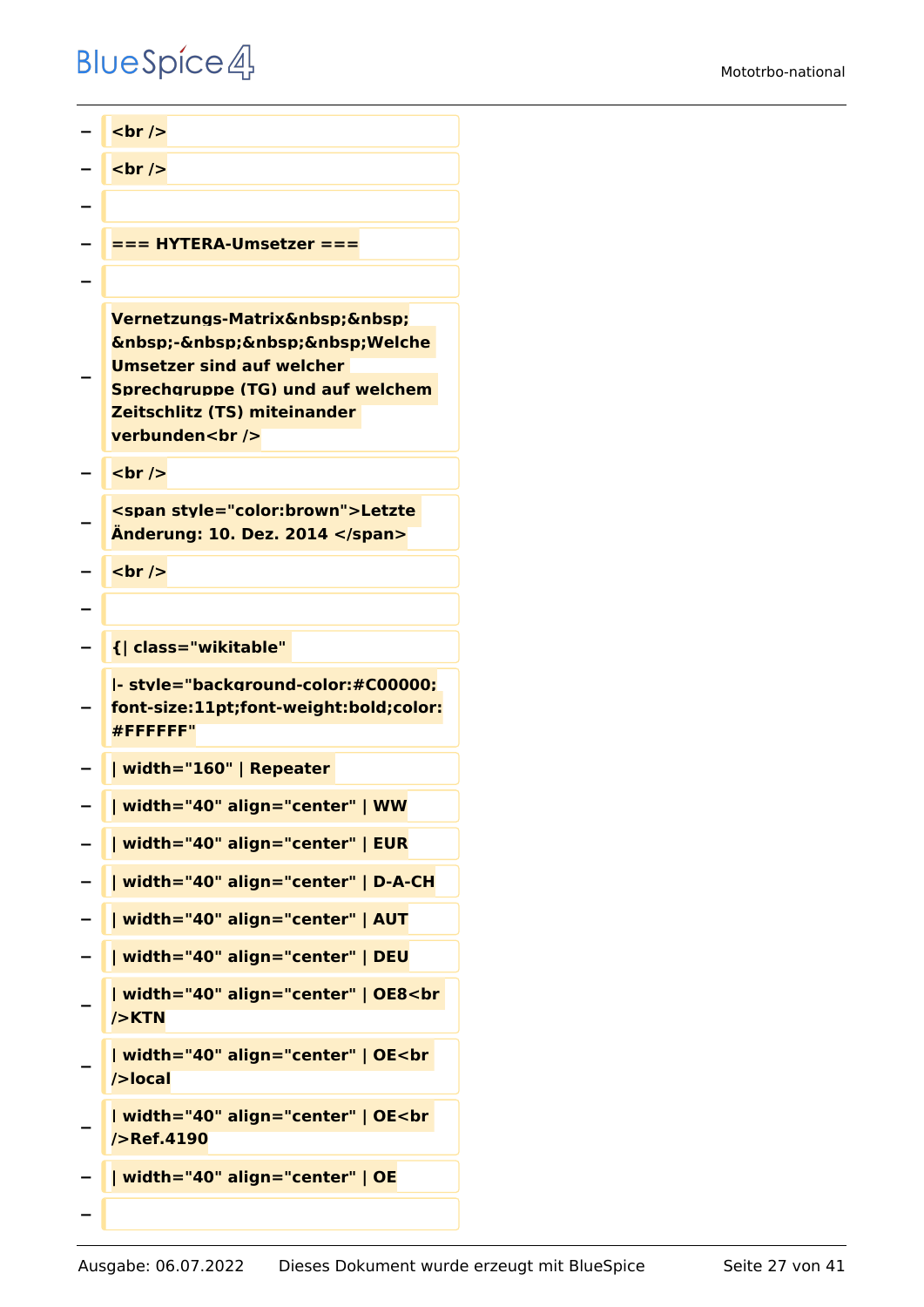− <br />

− <br />

−

− === HYTERA-Umsetzer ===

−

− Vernetzungs-Matrix&nbsp;&nbsp;&nbsp;-&nbsp;&nbsp;&nbsp;Welche Umsetzer sind auf welcher Sprechgruppe (TG) und auf welchem Zeitschlitz (TS) miteinander verbunden<br />

− <br />

− <span style="color:brown">Letzte Änderung: 10. Dez. 2014 </span>

− <br />

−

− {| class="wikitable"

− |- style="background-color:#C00000; font-size:11pt;font-weight:bold;color:#FFFFFF"

− | width="160" | Repeater

− | width="40" align="center" | WW

− | width="40" align="center" | EUR

− | width="40" align="center" | D-A-CH

− | width="40" align="center" | AUT

− | width="40" align="center" | DEU

− | width="40" align="center" | OE8<br />KTN

− | width="40" align="center" | OE<br />local

− | width="40" align="center" | OE<br />Ref.4190

− | width="40" align="center" | OE

−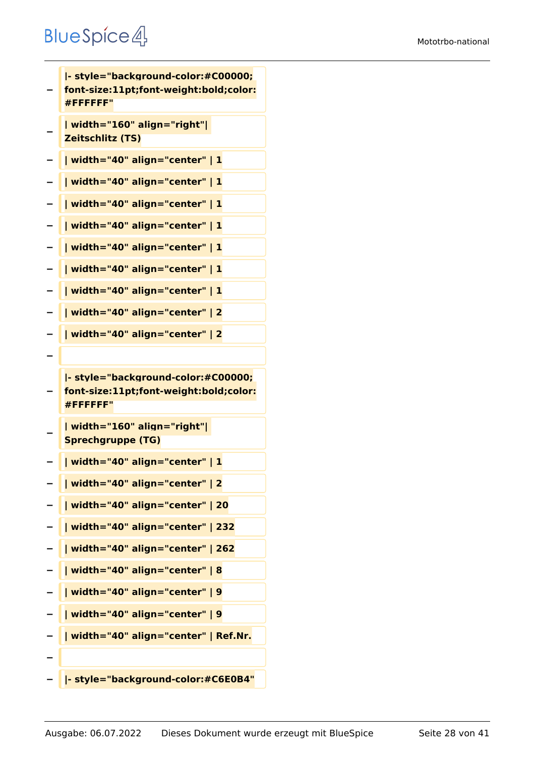− |- style="background-color:#C00000; font-size:11pt;font-weight:bold;color: #FFFFFF"

− | width="160" align="right"| Zeitschlitz (TS)

− | width="40" align="center" | 1

− | width="40" align="center" | 1

− | width="40" align="center" | 1

− | width="40" align="center" | 1

− | width="40" align="center" | 1

− | width="40" align="center" | 1

− | width="40" align="center" | 1

− | width="40" align="center" | 2

− | width="40" align="center" | 2

−

− |- style="background-color:#C00000; font-size:11pt;font-weight:bold;color: #FFFFFF"

− | width="160" align="right"| Sprechgruppe (TG)

− | width="40" align="center" | 1

− | width="40" align="center" | 2

− | width="40" align="center" | 20

− | width="40" align="center" | 232

− | width="40" align="center" | 262

− | width="40" align="center" | 8

− | width="40" align="center" | 9

− | width="40" align="center" | 9

− | width="40" align="center" | Ref.Nr.

−

− |- style="background-color:#C6E0B4"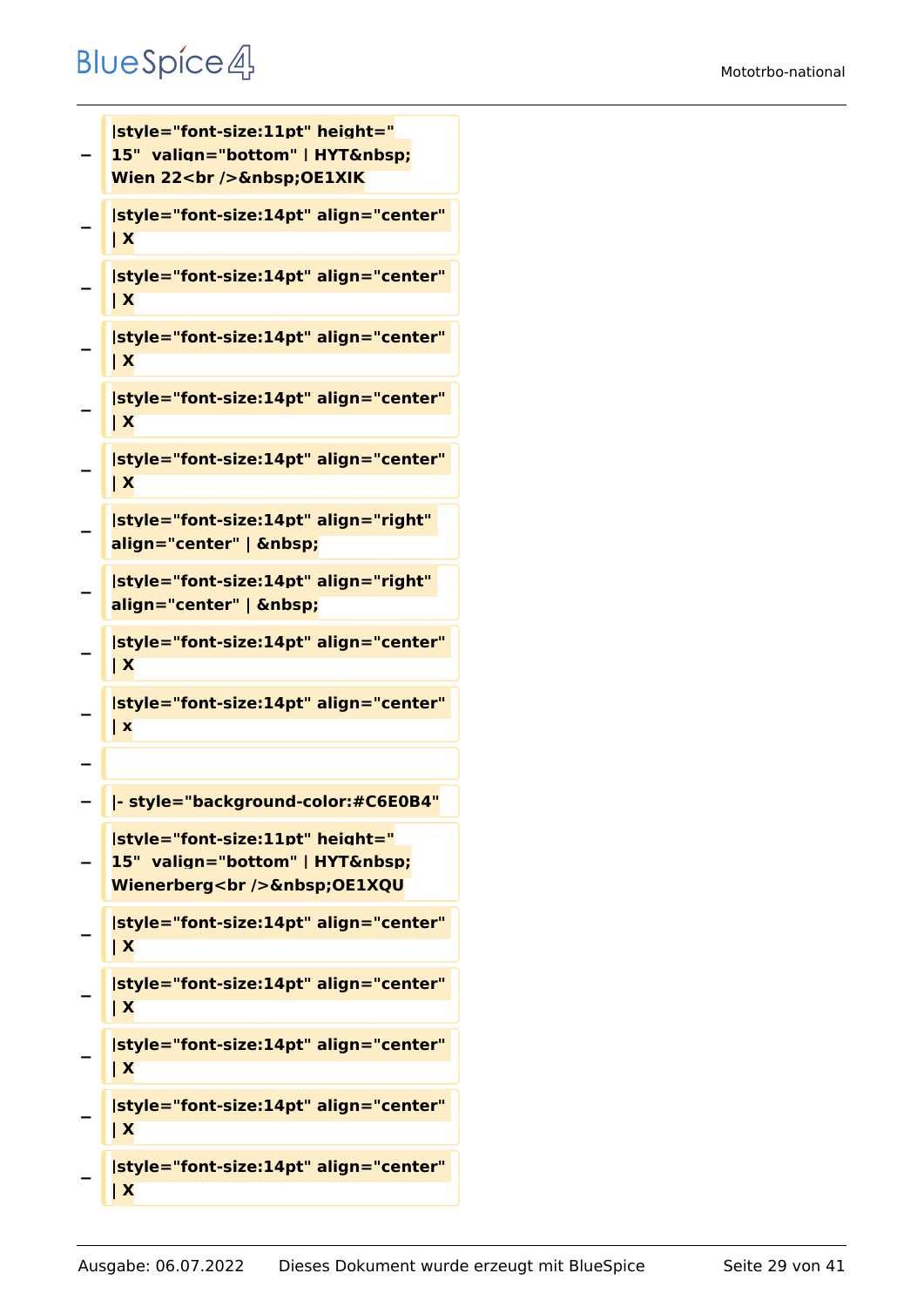−

|style="font-size:11pt" height=" 15" valign="bottom" | HYT&nbsp; Wien 22<br />&nbsp;OE1XIK

−

|style="font-size:14pt" align="center" | X

−

|style="font-size:14pt" align="center" | X

−

|style="font-size:14pt" align="center" | X

−

|style="font-size:14pt" align="center" | X

−

|style="font-size:14pt" align="center" | X

−

|style="font-size:14pt" align="right" align="center" | &nbsp;

−

|style="font-size:14pt" align="right" align="center" | &nbsp;

−

|style="font-size:14pt" align="center" | X

−

|style="font-size:14pt" align="center" | x

−

−

|- style="background-color:#C6E0B4"

−

|style="font-size:11pt" height=" 15" valign="bottom" | HYT&nbsp; Wienerberg<br />&nbsp;OE1XQU

−

|style="font-size:14pt" align="center" | X

−

|style="font-size:14pt" align="center" | X

−

|style="font-size:14pt" align="center" | X

−

|style="font-size:14pt" align="center" | X

−

|style="font-size:14pt" align="center" | X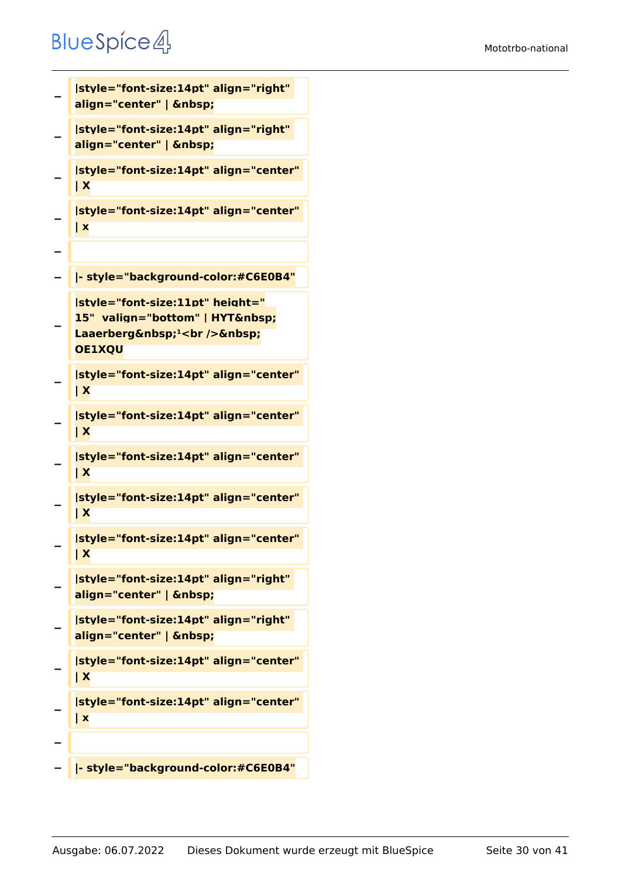−
|style="font-size:14pt" align="right" align="center" | &nbsp;

−
|style="font-size:14pt" align="right" align="center" | &nbsp;

−
|style="font-size:14pt" align="center" | X

−
|style="font-size:14pt" align="center" | x

−

−
|- style="background-color:#C6E0B4"

−
|style="font-size:11pt" height=" 15"  valign="bottom" | HYT&nbsp; Laaerberg&nbsp;¹<br />&nbsp; OE1XQU

−
|style="font-size:14pt" align="center" | X

−
|style="font-size:14pt" align="center" | X

−
|style="font-size:14pt" align="center" | X

−
|style="font-size:14pt" align="center" | X

−
|style="font-size:14pt" align="center" | X

−
|style="font-size:14pt" align="right" align="center" | &nbsp;

−
|style="font-size:14pt" align="right" align="center" | &nbsp;

−
|style="font-size:14pt" align="center" | X

−
|style="font-size:14pt" align="center" | x

−

−
|- style="background-color:#C6E0B4"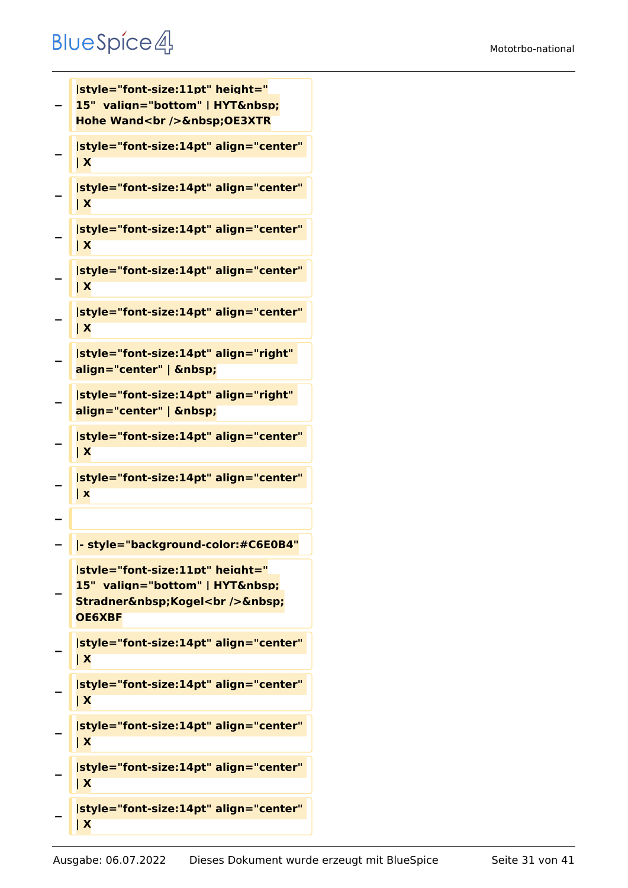− |style="font-size:11pt" height=" 15"  valign="bottom" | HYT&nbsp; Hohe Wand<br />&nbsp;OE3XTR

− |style="font-size:14pt" align="center" | X

− |style="font-size:14pt" align="center" | X

− |style="font-size:14pt" align="center" | X

− |style="font-size:14pt" align="center" | X

− |style="font-size:14pt" align="center" | X

− |style="font-size:14pt" align="right" align="center" | &nbsp;

− |style="font-size:14pt" align="right" align="center" | &nbsp;

− |style="font-size:14pt" align="center" | X

− |style="font-size:14pt" align="center" | x

−

− |- style="background-color:#C6E0B4"

− |style="font-size:11pt" height=" 15"  valign="bottom" | HYT&nbsp; Stradner&nbsp;Kogel<br />&nbsp; OE6XBF

− |style="font-size:14pt" align="center" | X

− |style="font-size:14pt" align="center" | X

− |style="font-size:14pt" align="center" | X

− |style="font-size:14pt" align="center" | X

− |style="font-size:14pt" align="center" | X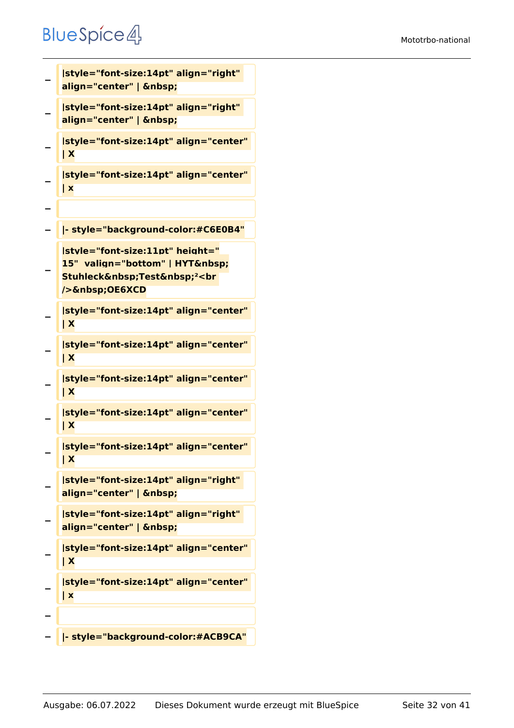− |style="font-size:14pt" align="right" align="center" | &nbsp;

− |style="font-size:14pt" align="right" align="center" | &nbsp;

− |style="font-size:14pt" align="center" | X

− |style="font-size:14pt" align="center" | x

−

− |- style="background-color:#C6E0B4"

− |style="font-size:11pt" height=" 15"  valign="bottom" | HYT&nbsp; Stuhleck&nbsp;Test&nbsp;²<br />&nbsp;OE6XCD

− |style="font-size:14pt" align="center" | X

− |style="font-size:14pt" align="center" | X

− |style="font-size:14pt" align="center" | X

− |style="font-size:14pt" align="center" | X

− |style="font-size:14pt" align="center" | X

− |style="font-size:14pt" align="right" align="center" | &nbsp;

− |style="font-size:14pt" align="right" align="center" | &nbsp;

− |style="font-size:14pt" align="center" | X

− |style="font-size:14pt" align="center" | x

−

− |- style="background-color:#ACB9CA"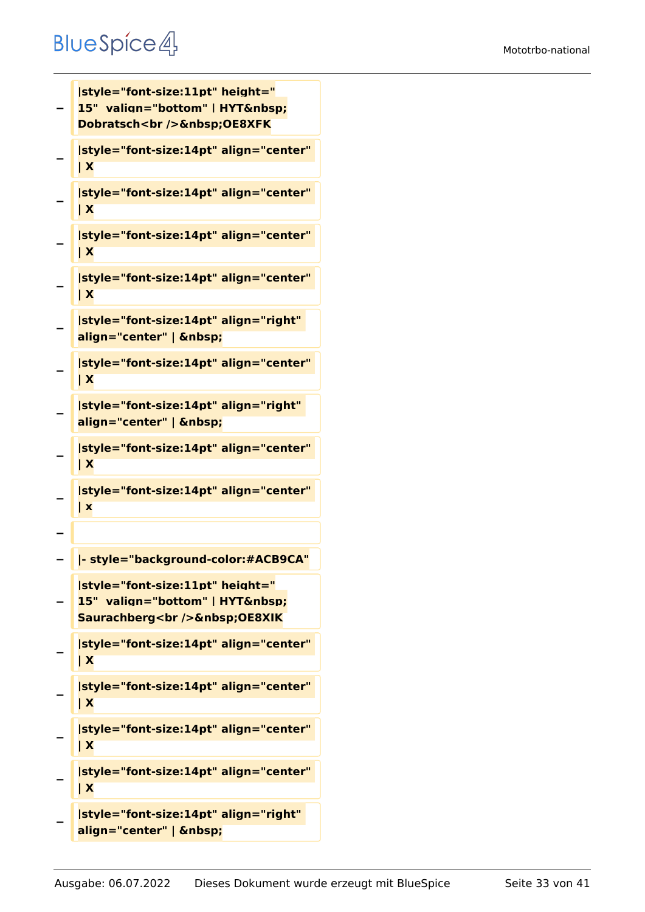− |style="font-size:11pt" height=" 15"  valign="bottom" | HYT&nbsp; Dobratsch<br />&nbsp;OE8XFK

− |style="font-size:14pt" align="center" | X

− |style="font-size:14pt" align="center" | X

− |style="font-size:14pt" align="center" | X

− |style="font-size:14pt" align="center" | X

− |style="font-size:14pt" align="right" align="center" | &nbsp;

− |style="font-size:14pt" align="center" | X

− |style="font-size:14pt" align="right" align="center" | &nbsp;

− |style="font-size:14pt" align="center" | X

− |style="font-size:14pt" align="center" | x

−

− |- style="background-color:#ACB9CA"

− |style="font-size:11pt" height=" 15"  valign="bottom" | HYT&nbsp; Saurachberg<br />&nbsp;OE8XIK

− |style="font-size:14pt" align="center" | X

− |style="font-size:14pt" align="center" | X

− |style="font-size:14pt" align="center" | X

− |style="font-size:14pt" align="center" | X

− |style="font-size:14pt" align="right" align="center" | &nbsp;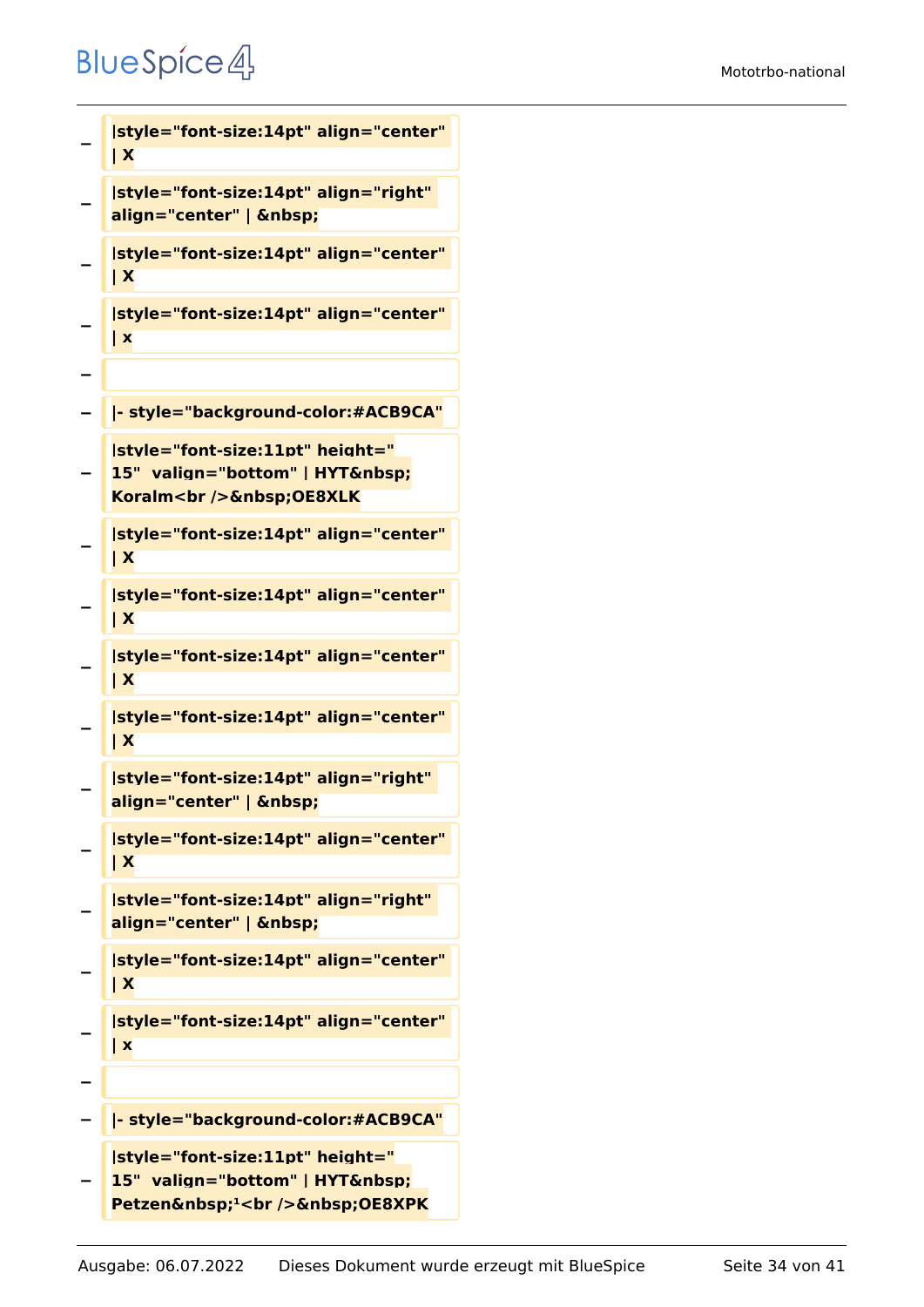```
−  |style="font-size:14pt" align="center" | X
−  |style="font-size:14pt" align="right" align="center" | &nbsp;
−  |style="font-size:14pt" align="center" | X
−  |style="font-size:14pt" align="center" | x
−  
−  |- style="background-color:#ACB9CA"
−  |style="font-size:11pt" height=" 15"  valign="bottom" | HYT&nbsp; Koralm<br />&nbsp;OE8XLK
−  |style="font-size:14pt" align="center" | X
−  |style="font-size:14pt" align="center" | X
−  |style="font-size:14pt" align="center" | X
−  |style="font-size:14pt" align="center" | X
−  |style="font-size:14pt" align="right" align="center" | &nbsp;
−  |style="font-size:14pt" align="center" | X
−  |style="font-size:14pt" align="right" align="center" | &nbsp;
−  |style="font-size:14pt" align="center" | X
−  |style="font-size:14pt" align="center" | x
−  
−  |- style="background-color:#ACB9CA"
−  |style="font-size:11pt" height=" 15"  valign="bottom" | HYT&nbsp; Petzen&nbsp;¹<br />&nbsp;OE8XPK
```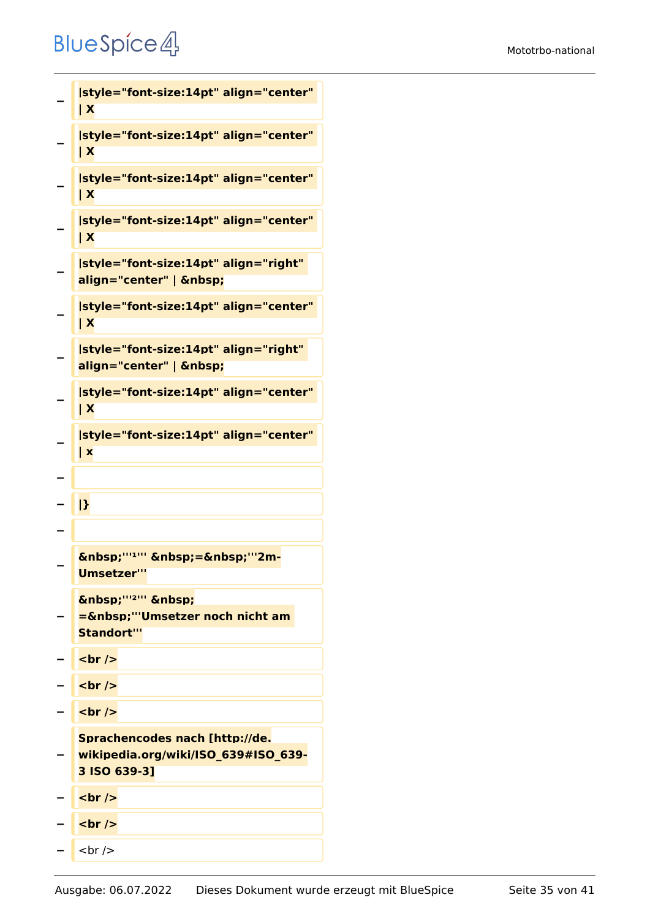− |style="font-size:14pt" align="center" | X

− |style="font-size:14pt" align="center" | X

− |style="font-size:14pt" align="center" | X

− |style="font-size:14pt" align="center" | X

− |style="font-size:14pt" align="right" align="center" | &nbsp;

− |style="font-size:14pt" align="center" | X

− |style="font-size:14pt" align="right" align="center" | &nbsp;

− |style="font-size:14pt" align="center" | X

− |style="font-size:14pt" align="center" | x

−

− |}

−

− &nbsp;'''¹''' &nbsp;=&nbsp;'''2m-Umsetzer'''

− &nbsp;'''²''' &nbsp;=&nbsp;'''Umsetzer noch nicht am Standort'''

− <br />

− <br />

− <br />

− Sprachencodes nach [http://de.wikipedia.org/wiki/ISO_639#ISO_639-3 ISO 639-3]

− <br />

− <br />

− <br />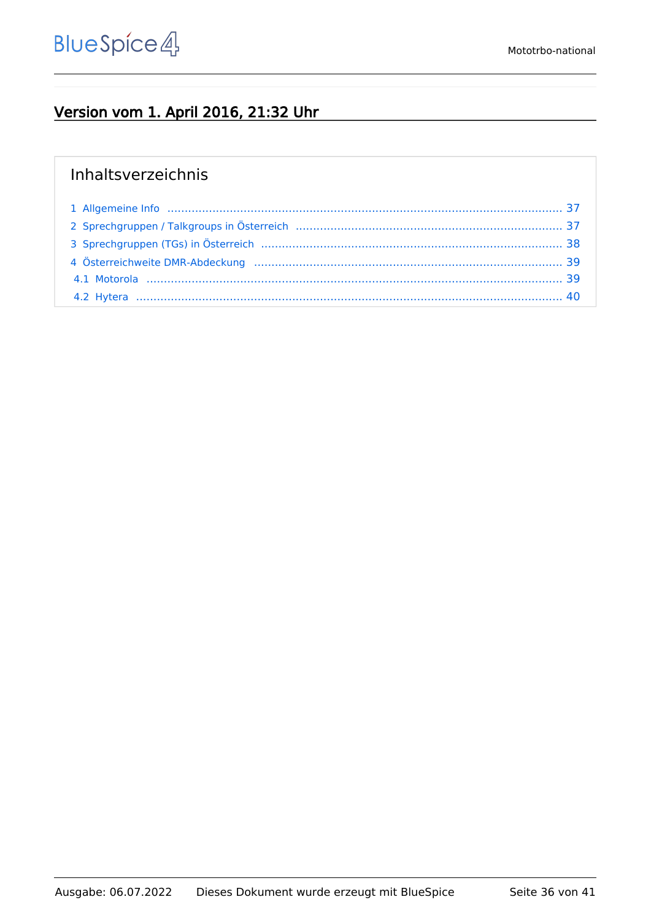## Version vom 1. April 2016, 21:32 Uhr

Inhaltsverzeichnis

1 Allgemeine Info ... 37
2 Sprechgruppen / Talkgroups in Österreich ... 37
3 Sprechgruppen (TGs) in Österreich ... 38
4 Österreichweite DMR-Abdeckung ... 39
  4.1 Motorola ... 39
  4.2 Hytera ... 40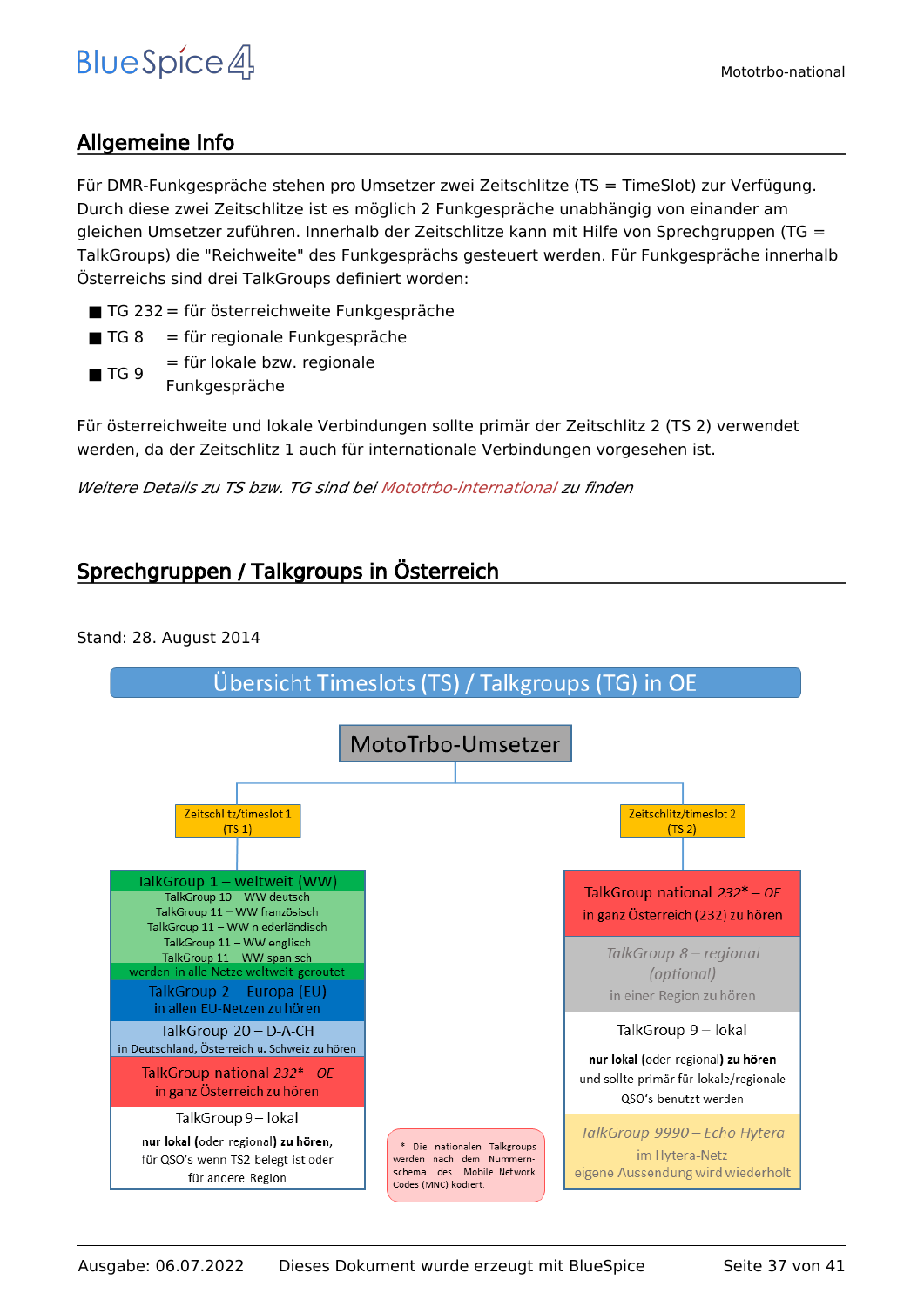## Allgemeine Info

Für DMR-Funkgespräche stehen pro Umsetzer zwei Zeitschlitze (TS = TimeSlot) zur Verfügung. Durch diese zwei Zeitschlitze ist es möglich 2 Funkgespräche unabhängig von einander am gleichen Umsetzer zuführen. Innerhalb der Zeitschlitze kann mit Hilfe von Sprechgruppen (TG = TalkGroups) die "Reichweite" des Funkgesprächs gesteuert werden. Für Funkgespräche innerhalb Österreichs sind drei TalkGroups definiert worden:

- TG 232 = für österreichweite Funkgespräche
- TG 8 = für regionale Funkgespräche
- TG 9 = für lokale bzw. regionale Funkgespräche

Für österreichweite und lokale Verbindungen sollte primär der Zeitschlitz 2 (TS 2) verwendet werden, da der Zeitschlitz 1 auch für internationale Verbindungen vorgesehen ist.

*Weitere Details zu TS bzw. TG sind bei Mototrbo-international zu finden*

## Sprechgruppen / Talkgroups in Österreich

Stand: 28. August 2014

**Übersicht Timeslots (TS) / Talkgroups (TG) in OE**

**MotoTrbo-Umsetzer**

| Zeitschlitz/timeslot 1 (TS 1) | Zeitschlitz/timeslot 2 (TS 2) |
| --- | --- |
| **TalkGroup 1 – weltweit (WW)**<br>TalkGroup 10 – WW deutsch<br>TalkGroup 11 – WW französisch<br>TalkGroup 11 – WW niederländisch<br>TalkGroup 11 – WW englisch<br>TalkGroup 11 – WW spanisch<br>werden in alle Netze weltweit geroutet | **TalkGroup national *232\* – OE***<br>in ganz Österreich (232) zu hören |
| **TalkGroup 2 – Europa (EU)**<br>in allen EU-Netzen zu hören | *TalkGroup 8 – regional (optional)*<br>in einer Region zu hören |
| **TalkGroup 20 – D-A-CH**<br>in Deutschland, Österreich u. Schweiz zu hören | **TalkGroup 9 – lokal**<br>**nur lokal** (oder regional) **zu hören** und sollte primär für lokale/regionale QSO's benutzt werden |
| **TalkGroup national *232\* – OE***<br>in ganz Österreich zu hören | *TalkGroup 9990 – Echo Hytera*<br>im Hytera-Netz<br>eigene Aussendung wird wiederholt |
| **TalkGroup 9 – lokal**<br>**nur lokal** (oder regional) **zu hören**, für QSO's wenn TS2 belegt ist oder für andere Region | |

\* Die nationalen Talkgroups werden nach dem Nummernschema des Mobile Network Codes (MNC) kodiert.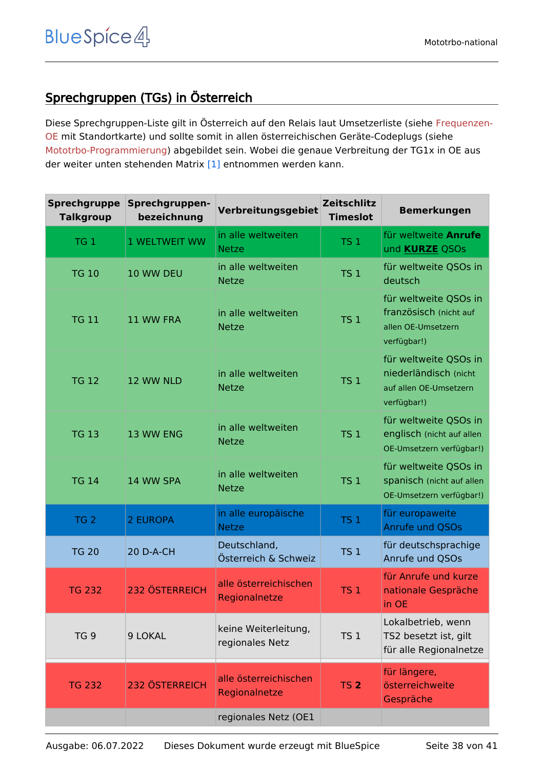## Sprechgruppen (TGs) in Österreich

Diese Sprechgruppen-Liste gilt in Österreich auf den Relais laut Umsetzerliste (siehe Frequenzen-OE mit Standortkarte) und sollte somit in allen österreichischen Geräte-Codeplugs (siehe Mototrbo-Programmierung) abgebildet sein. Wobei die genaue Verbreitung der TG1x in OE aus der weiter unten stehenden Matrix [1] entnommen werden kann.

| Sprechgruppe Talkgroup | Sprechgruppen-bezeichnung | Verbreitungsgebiet | Zeitschlitz Timeslot | Bemerkungen |
|---|---|---|---|---|
| TG 1 | 1 WELTWEIT WW | in alle weltweiten Netze | TS 1 | für weltweite **Anrufe** und **KURZE** QSOs |
| TG 10 | 10 WW DEU | in alle weltweiten Netze | TS 1 | für weltweite QSOs in deutsch |
| TG 11 | 11 WW FRA | in alle weltweiten Netze | TS 1 | für weltweite QSOs in französisch (nicht auf allen OE-Umsetzern verfügbar!) |
| TG 12 | 12 WW NLD | in alle weltweiten Netze | TS 1 | für weltweite QSOs in niederländisch (nicht auf allen OE-Umsetzern verfügbar!) |
| TG 13 | 13 WW ENG | in alle weltweiten Netze | TS 1 | für weltweite QSOs in englisch (nicht auf allen OE-Umsetzern verfügbar!) |
| TG 14 | 14 WW SPA | in alle weltweiten Netze | TS 1 | für weltweite QSOs in spanisch (nicht auf allen OE-Umsetzern verfügbar!) |
| TG 2 | 2 EUROPA | in alle europäische Netze | TS 1 | für europaweite Anrufe und QSOs |
| TG 20 | 20 D-A-CH | Deutschland, Österreich & Schweiz | TS 1 | für deutschsprachige Anrufe und QSOs |
| TG 232 | 232 ÖSTERREICH | alle österreichischen Regionalnetze | TS 1 | für Anrufe und kurze nationale Gespräche in OE |
| TG 9 | 9 LOKAL | keine Weiterleitung, regionales Netz | TS 1 | Lokalbetrieb, wenn TS2 besetzt ist, gilt für alle Regionalnetze |
| | | | | |
| TG 232 | 232 ÖSTERREICH | alle österreichischen Regionalnetze | TS **2** | für längere, österreichweite Gespräche |
| | | regionales Netz (OE1 | | |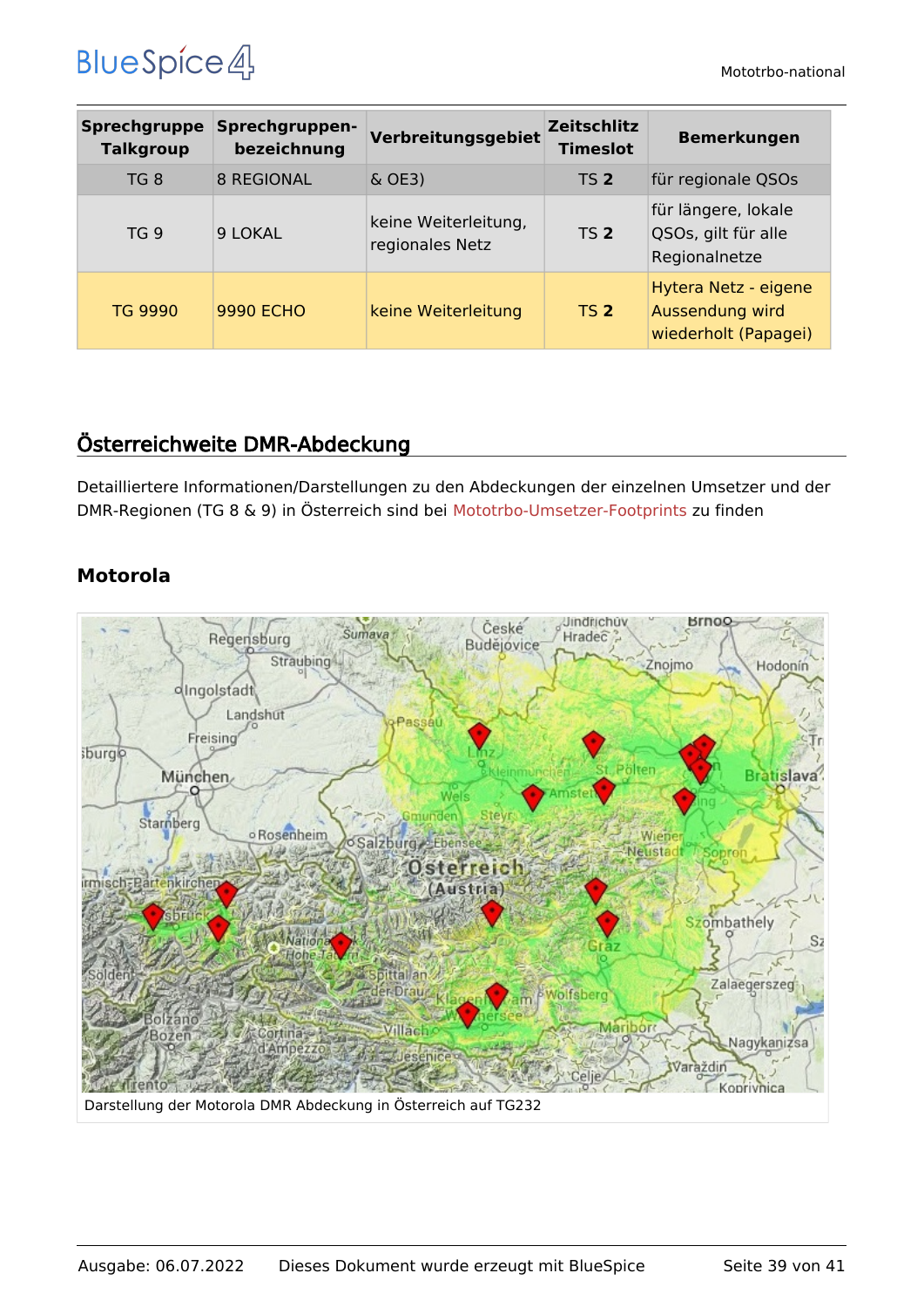| Sprechgruppe Talkgroup | Sprechgruppen-bezeichnung | Verbreitungsgebiet | Zeitschlitz Timeslot | Bemerkungen |
|---|---|---|---|---|
| TG 8 | 8 REGIONAL | & OE3) | TS **2** | für regionale QSOs |
| TG 9 | 9 LOKAL | keine Weiterleitung, regionales Netz | TS **2** | für längere, lokale QSOs, gilt für alle Regionalnetze |
| TG 9990 | 9990 ECHO | keine Weiterleitung | TS **2** | Hytera Netz - eigene Aussendung wird wiederholt (Papagei) |

## Österreichweite DMR-Abdeckung

Detailliertere Informationen/Darstellungen zu den Abdeckungen der einzelnen Umsetzer und der DMR-Regionen (TG 8 & 9) in Österreich sind bei Mototrbo-Umsetzer-Footprints zu finden

### Motorola

Darstellung der Motorola DMR Abdeckung in Österreich auf TG232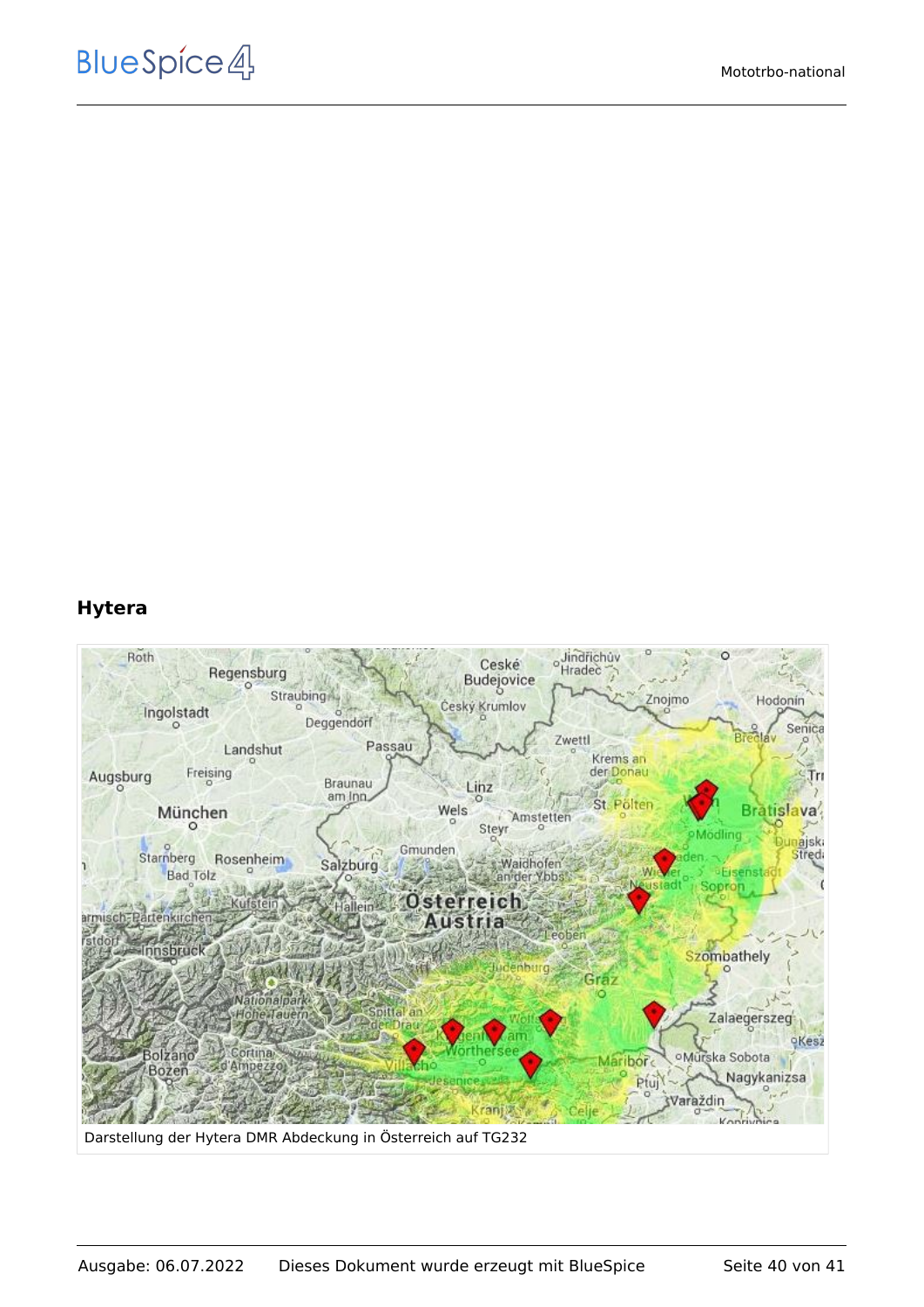## Hytera

Darstellung der Hytera DMR Abdeckung in Österreich auf TG232